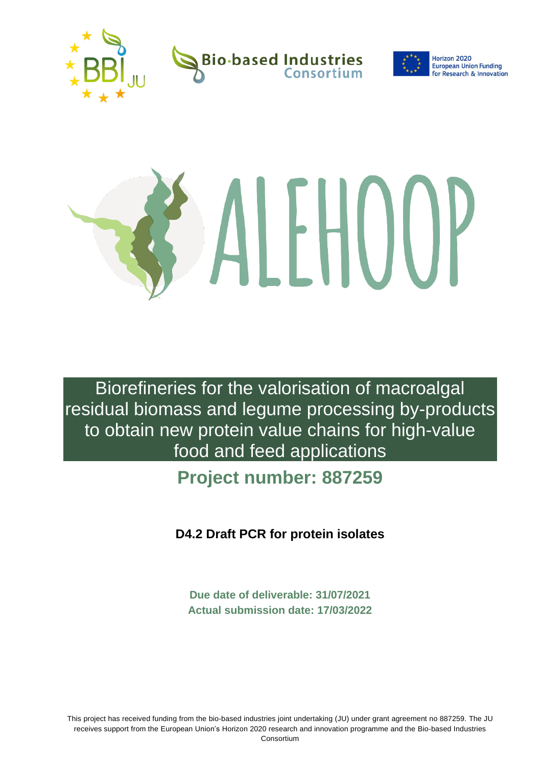# ALEHOOP

Biorefineries for the valorisation of macroalgal residual biomass and legume processing by-products to obtain new protein value chains for high-value food and feed applications

## Project number: 887259

**D4.2 Draft PCR for protein isolates**

**Due date of deliverable: 31/07/2021**
**Actual submission date: 17/03/2022**

This project has received funding from the bio-based industries joint undertaking (JU) under grant agreement no 887259. The JU receives support from the European Union's Horizon 2020 research and innovation programme and the Bio-based Industries Consortium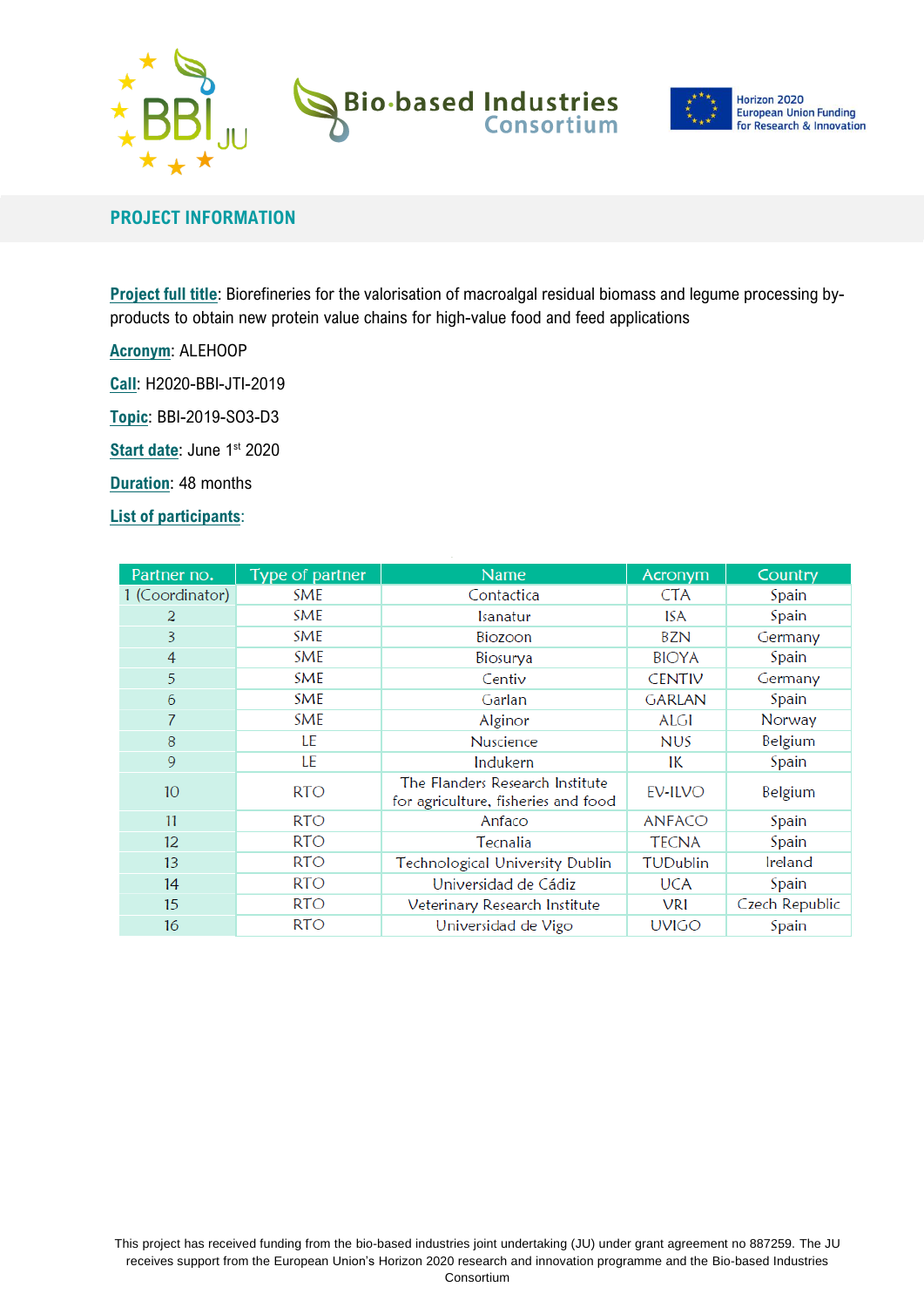## PROJECT INFORMATION

**Project full title**: Biorefineries for the valorisation of macroalgal residual biomass and legume processing by-products to obtain new protein value chains for high-value food and feed applications

**Acronym**: ALEHOOP

**Call**: H2020-BBI-JTI-2019

**Topic**: BBI-2019-SO3-D3

**Start date**: June 1st 2020

**Duration**: 48 months

**List of participants**:

| Partner no. | Type of partner | Name | Acronym | Country |
|---|---|---|---|---|
| 1 (Coordinator) | SME | Contactica | CTA | Spain |
| 2 | SME | Isanatur | ISA | Spain |
| 3 | SME | Biozoon | BZN | Germany |
| 4 | SME | Biosurya | BIOYA | Spain |
| 5 | SME | Centiv | CENTIV | Germany |
| 6 | SME | Garlan | GARLAN | Spain |
| 7 | SME | Alginor | ALGI | Norway |
| 8 | LE | Nuscience | NUS | Belgium |
| 9 | LE | Indukern | IK | Spain |
| 10 | RTO | The Flanders Research Institute for agriculture, fisheries and food | EV-ILVO | Belgium |
| 11 | RTO | Anfaco | ANFACO | Spain |
| 12 | RTO | Tecnalia | TECNA | Spain |
| 13 | RTO | Technological University Dublin | TUDublin | Ireland |
| 14 | RTO | Universidad de Cádiz | UCA | Spain |
| 15 | RTO | Veterinary Research Institute | VRI | Czech Republic |
| 16 | RTO | Universidad de Vigo | UVIGO | Spain |

This project has received funding from the bio-based industries joint undertaking (JU) under grant agreement no 887259. The JU receives support from the European Union's Horizon 2020 research and innovation programme and the Bio-based Industries Consortium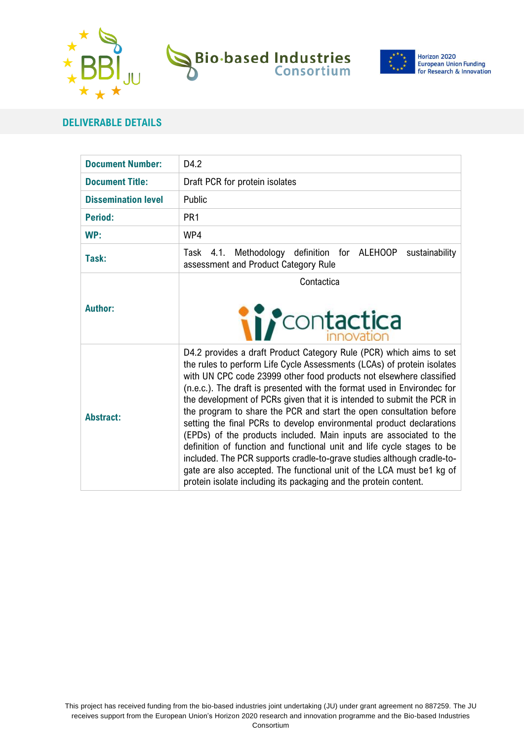## DELIVERABLE DETAILS

| **Document Number:** | D4.2 |
|---|---|
| **Document Title:** | Draft PCR for protein isolates |
| **Dissemination level** | Public |
| **Period:** | PR1 |
| **WP:** | WP4 |
| **Task:** | Task 4.1. Methodology definition for ALEHOOP sustainability assessment and Product Category Rule |
| **Author:** | Contactica |
| **Abstract:** | D4.2 provides a draft Product Category Rule (PCR) which aims to set the rules to perform Life Cycle Assessments (LCAs) of protein isolates with UN CPC code 23999 other food products not elsewhere classified (n.e.c.). The draft is presented with the format used in Environdec for the development of PCRs given that it is intended to submit the PCR in the program to share the PCR and start the open consultation before setting the final PCRs to develop environmental product declarations (EPDs) of the products included. Main inputs are associated to the definition of function and functional unit and life cycle stages to be included. The PCR supports cradle-to-grave studies although cradle-to-gate are also accepted. The functional unit of the LCA must be1 kg of protein isolate including its packaging and the protein content. |

This project has received funding from the bio-based industries joint undertaking (JU) under grant agreement no 887259. The JU receives support from the European Union's Horizon 2020 research and innovation programme and the Bio-based Industries Consortium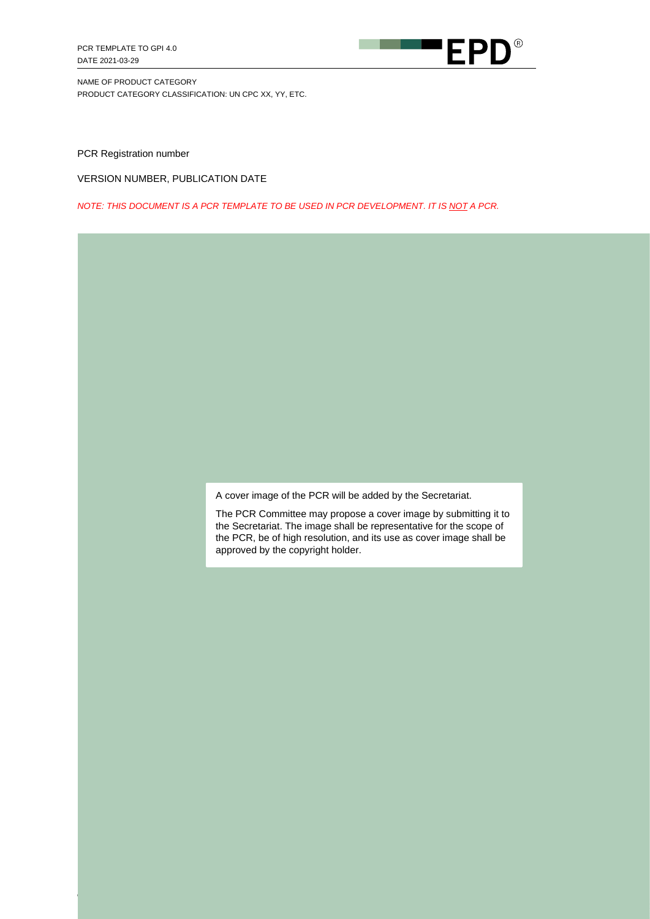NAME OF PRODUCT CATEGORY

PRODUCT CATEGORY CLASSIFICATION: UN CPC XX, YY, ETC.

PCR Registration number

VERSION NUMBER, PUBLICATION DATE

*NOTE: THIS DOCUMENT IS A PCR TEMPLATE TO BE USED IN PCR DEVELOPMENT. IT IS NOT A PCR.*

A cover image of the PCR will be added by the Secretariat.

The PCR Committee may propose a cover image by submitting it to the Secretariat. The image shall be representative for the scope of the PCR, be of high resolution, and its use as cover image shall be approved by the copyright holder.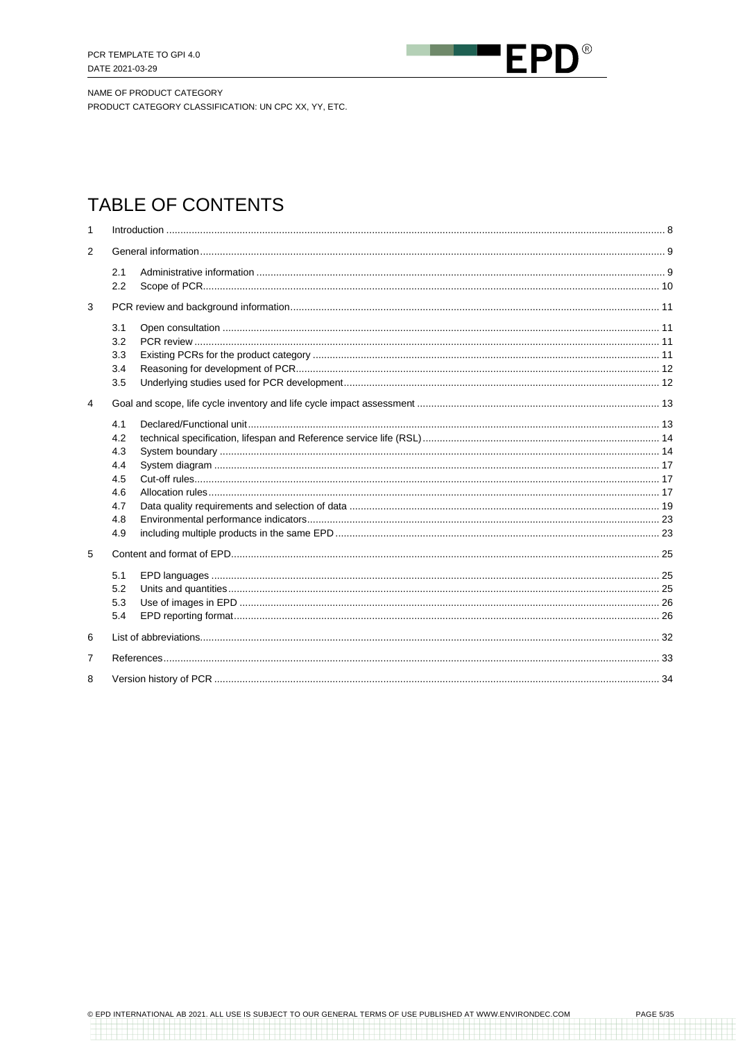NAME OF PRODUCT CATEGORY
PRODUCT CATEGORY CLASSIFICATION: UN CPC XX, YY, ETC.

# TABLE OF CONTENTS

1 Introduction ..... 8

2 General information ..... 9

- 2.1 Administrative information ..... 9
- 2.2 Scope of PCR ..... 10

3 PCR review and background information ..... 11

- 3.1 Open consultation ..... 11
- 3.2 PCR review ..... 11
- 3.3 Existing PCRs for the product category ..... 11
- 3.4 Reasoning for development of PCR ..... 12
- 3.5 Underlying studies used for PCR development ..... 12

4 Goal and scope, life cycle inventory and life cycle impact assessment ..... 13

- 4.1 Declared/Functional unit ..... 13
- 4.2 technical specification, lifespan and Reference service life (RSL) ..... 14
- 4.3 System boundary ..... 14
- 4.4 System diagram ..... 17
- 4.5 Cut-off rules ..... 17
- 4.6 Allocation rules ..... 17
- 4.7 Data quality requirements and selection of data ..... 19
- 4.8 Environmental performance indicators ..... 23
- 4.9 including multiple products in the same EPD ..... 23

5 Content and format of EPD ..... 25

- 5.1 EPD languages ..... 25
- 5.2 Units and quantities ..... 25
- 5.3 Use of images in EPD ..... 26
- 5.4 EPD reporting format ..... 26

6 List of abbreviations ..... 32

7 References ..... 33

8 Version history of PCR ..... 34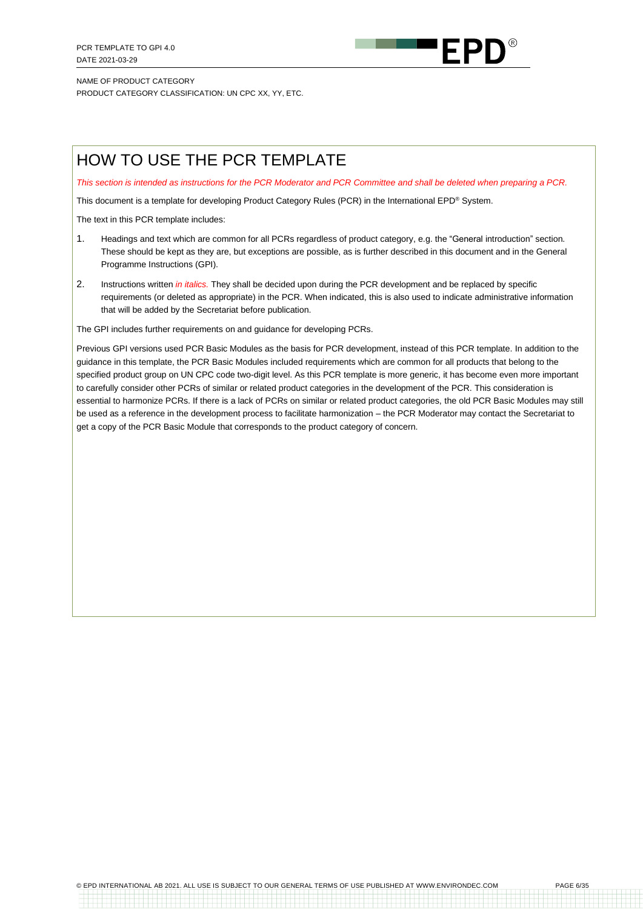# HOW TO USE THE PCR TEMPLATE

*This section is intended as instructions for the PCR Moderator and PCR Committee and shall be deleted when preparing a PCR.*

This document is a template for developing Product Category Rules (PCR) in the International EPD® System.

The text in this PCR template includes:

1. Headings and text which are common for all PCRs regardless of product category, e.g. the "General introduction" section. These should be kept as they are, but exceptions are possible, as is further described in this document and in the General Programme Instructions (GPI).
2. Instructions written *in italics.* They shall be decided upon during the PCR development and be replaced by specific requirements (or deleted as appropriate) in the PCR. When indicated, this is also used to indicate administrative information that will be added by the Secretariat before publication.

The GPI includes further requirements on and guidance for developing PCRs.

Previous GPI versions used PCR Basic Modules as the basis for PCR development, instead of this PCR template. In addition to the guidance in this template, the PCR Basic Modules included requirements which are common for all products that belong to the specified product group on UN CPC code two-digit level. As this PCR template is more generic, it has become even more important to carefully consider other PCRs of similar or related product categories in the development of the PCR. This consideration is essential to harmonize PCRs. If there is a lack of PCRs on similar or related product categories, the old PCR Basic Modules may still be used as a reference in the development process to facilitate harmonization – the PCR Moderator may contact the Secretariat to get a copy of the PCR Basic Module that corresponds to the product category of concern.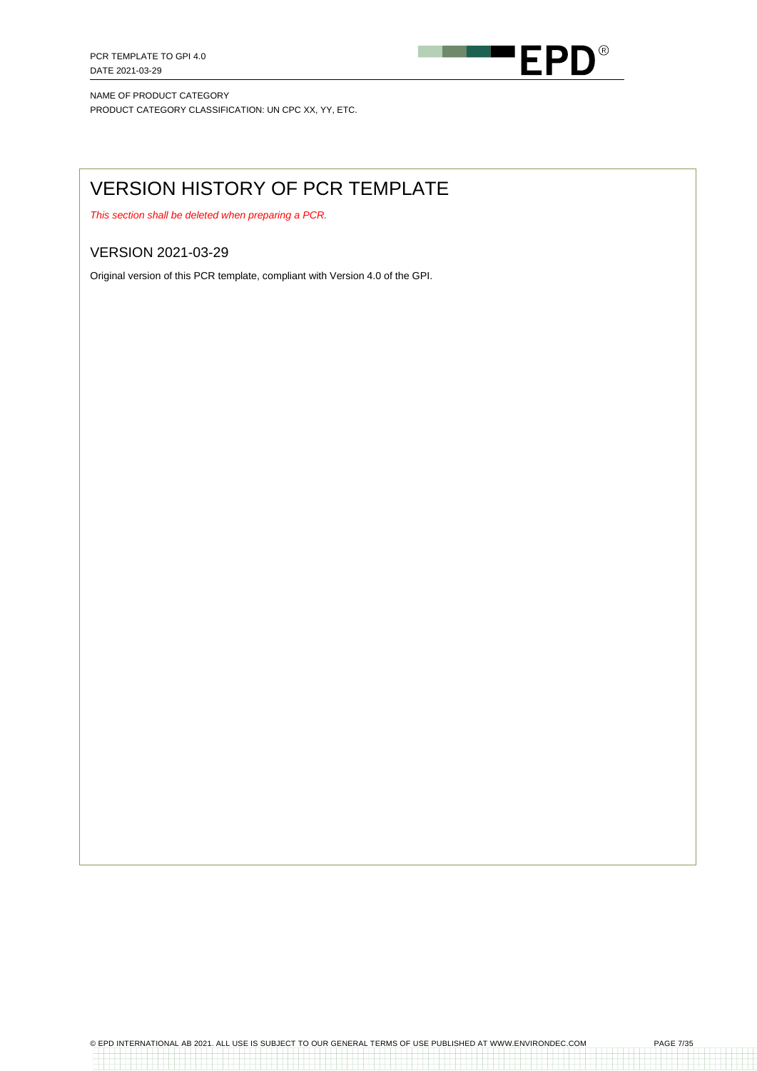# VERSION HISTORY OF PCR TEMPLATE

*This section shall be deleted when preparing a PCR.*

## VERSION 2021-03-29

Original version of this PCR template, compliant with Version 4.0 of the GPI.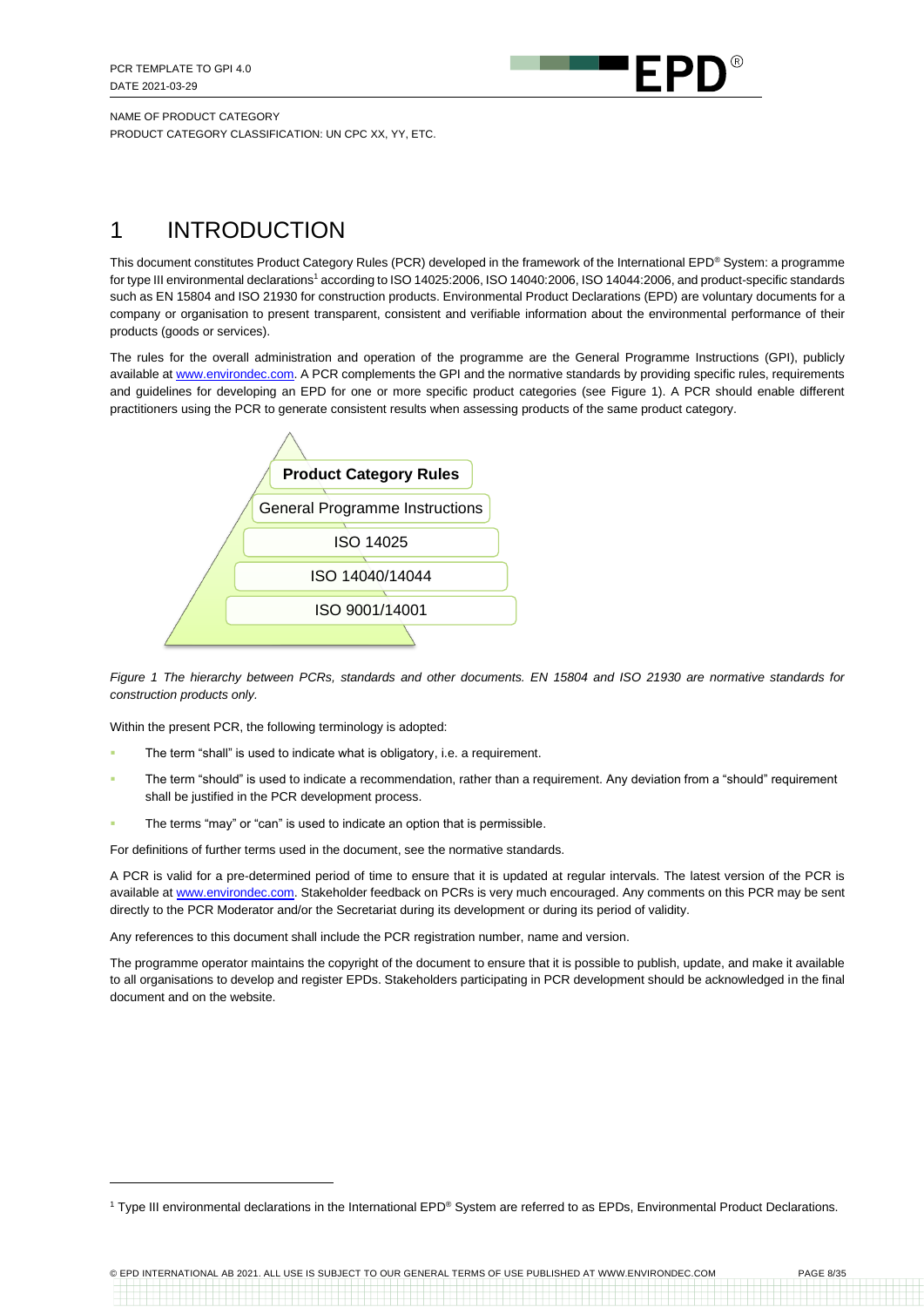# 1 INTRODUCTION

This document constitutes Product Category Rules (PCR) developed in the framework of the International EPD® System: a programme for type III environmental declarations[1] according to ISO 14025:2006, ISO 14040:2006, ISO 14044:2006, and product-specific standards such as EN 15804 and ISO 21930 for construction products. Environmental Product Declarations (EPD) are voluntary documents for a company or organisation to present transparent, consistent and verifiable information about the environmental performance of their products (goods or services).

The rules for the overall administration and operation of the programme are the General Programme Instructions (GPI), publicly available at www.environdec.com. A PCR complements the GPI and the normative standards by providing specific rules, requirements and guidelines for developing an EPD for one or more specific product categories (see Figure 1). A PCR should enable different practitioners using the PCR to generate consistent results when assessing products of the same product category.

**Product Category Rules**

General Programme Instructions

ISO 14025

ISO 14040/14044

ISO 9001/14001

*Figure 1 The hierarchy between PCRs, standards and other documents. EN 15804 and ISO 21930 are normative standards for construction products only.*

Within the present PCR, the following terminology is adopted:

- The term "shall" is used to indicate what is obligatory, i.e. a requirement.
- The term "should" is used to indicate a recommendation, rather than a requirement. Any deviation from a "should" requirement shall be justified in the PCR development process.
- The terms "may" or "can" is used to indicate an option that is permissible.

For definitions of further terms used in the document, see the normative standards.

A PCR is valid for a pre-determined period of time to ensure that it is updated at regular intervals. The latest version of the PCR is available at www.environdec.com. Stakeholder feedback on PCRs is very much encouraged. Any comments on this PCR may be sent directly to the PCR Moderator and/or the Secretariat during its development or during its period of validity.

Any references to this document shall include the PCR registration number, name and version.

The programme operator maintains the copyright of the document to ensure that it is possible to publish, update, and make it available to all organisations to develop and register EPDs. Stakeholders participating in PCR development should be acknowledged in the final document and on the website.

[1] Type III environmental declarations in the International EPD® System are referred to as EPDs, Environmental Product Declarations.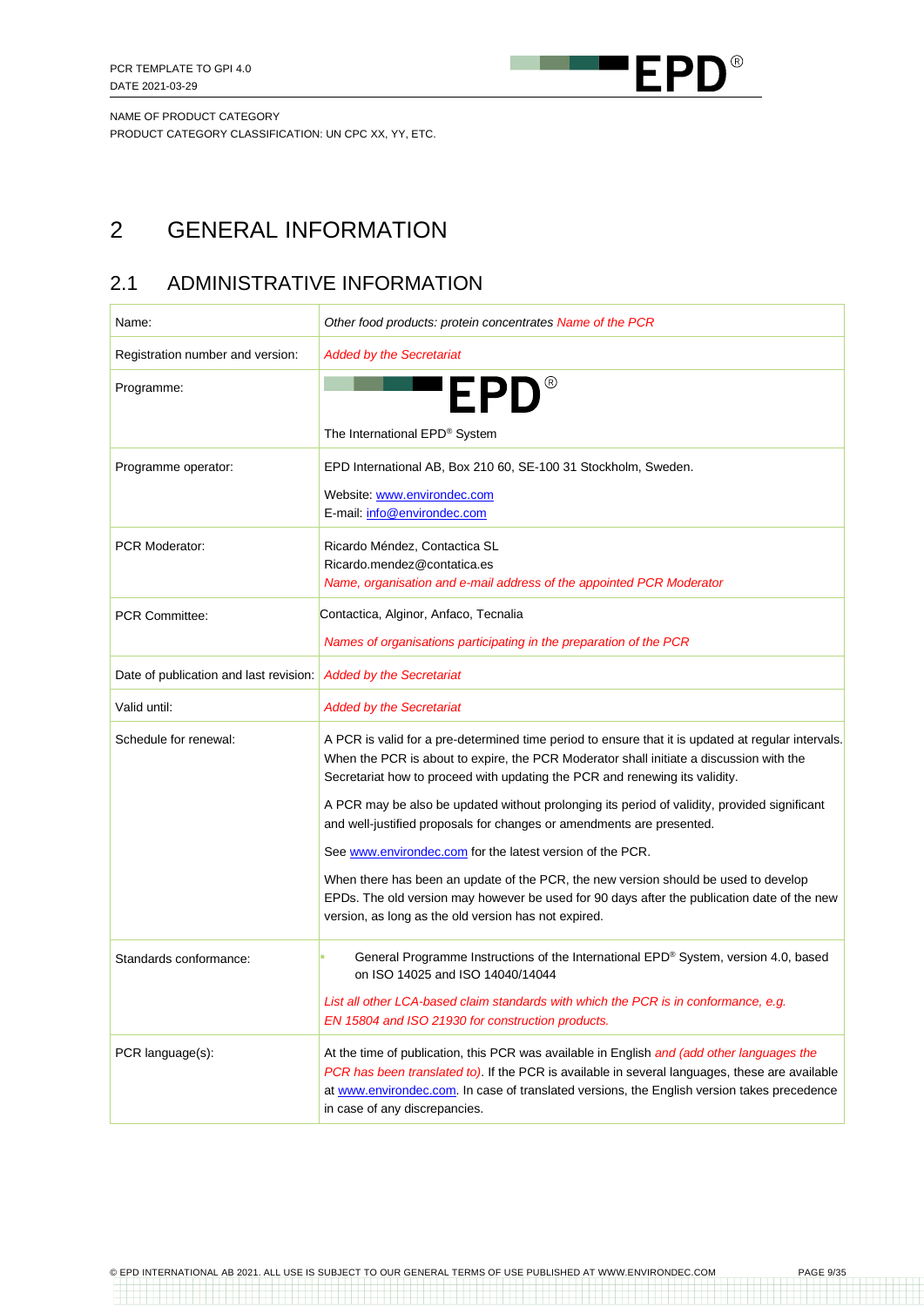# 2 GENERAL INFORMATION

## 2.1 ADMINISTRATIVE INFORMATION

| | |
|---|---|
| Name: | *Other food products: protein concentrates Name of the PCR* |
| Registration number and version: | *Added by the Secretariat* |
| Programme: | EPD® <br> The International EPD® System |
| Programme operator: | EPD International AB, Box 210 60, SE-100 31 Stockholm, Sweden. <br> Website: www.environdec.com <br> E-mail: info@environdec.com |
| PCR Moderator: | Ricardo Méndez, Contactica SL <br> Ricardo.mendez@contatica.es <br> *Name, organisation and e-mail address of the appointed PCR Moderator* |
| PCR Committee: | Contactica, Alginor, Anfaco, Tecnalia <br> *Names of organisations participating in the preparation of the PCR* |
| Date of publication and last revision: | *Added by the Secretariat* |
| Valid until: | *Added by the Secretariat* |
| Schedule for renewal: | A PCR is valid for a pre-determined time period to ensure that it is updated at regular intervals. When the PCR is about to expire, the PCR Moderator shall initiate a discussion with the Secretariat how to proceed with updating the PCR and renewing its validity. <br> A PCR may be also be updated without prolonging its period of validity, provided significant and well-justified proposals for changes or amendments are presented. <br> See www.environdec.com for the latest version of the PCR. <br> When there has been an update of the PCR, the new version should be used to develop EPDs. The old version may however be used for 90 days after the publication date of the new version, as long as the old version has not expired. |
| Standards conformance: | - General Programme Instructions of the International EPD® System, version 4.0, based on ISO 14025 and ISO 14040/14044 <br> *List all other LCA-based claim standards with which the PCR is in conformance, e.g. EN 15804 and ISO 21930 for construction products.* |
| PCR language(s): | At the time of publication, this PCR was available in English *and (add other languages the PCR has been translated to)*. If the PCR is available in several languages, these are available at www.environdec.com. In case of translated versions, the English version takes precedence in case of any discrepancies. |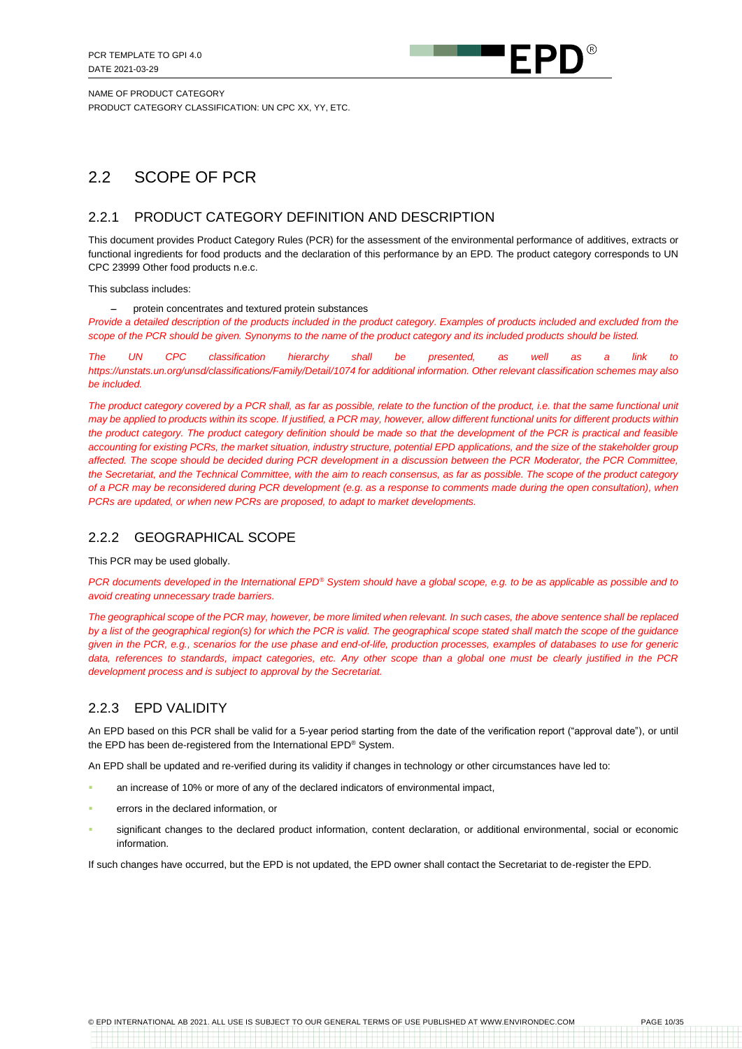## 2.2 SCOPE OF PCR

### 2.2.1 PRODUCT CATEGORY DEFINITION AND DESCRIPTION

This document provides Product Category Rules (PCR) for the assessment of the environmental performance of additives, extracts or functional ingredients for food products and the declaration of this performance by an EPD. The product category corresponds to UN CPC 23999 Other food products n.e.c.

This subclass includes:

- protein concentrates and textured protein substances

*Provide a detailed description of the products included in the product category. Examples of products included and excluded from the scope of the PCR should be given. Synonyms to the name of the product category and its included products should be listed.*

*The UN CPC classification hierarchy shall be presented, as well as a link to https://unstats.un.org/unsd/classifications/Family/Detail/1074 for additional information. Other relevant classification schemes may also be included.*

*The product category covered by a PCR shall, as far as possible, relate to the function of the product, i.e. that the same functional unit may be applied to products within its scope. If justified, a PCR may, however, allow different functional units for different products within the product category. The product category definition should be made so that the development of the PCR is practical and feasible accounting for existing PCRs, the market situation, industry structure, potential EPD applications, and the size of the stakeholder group affected. The scope should be decided during PCR development in a discussion between the PCR Moderator, the PCR Committee, the Secretariat, and the Technical Committee, with the aim to reach consensus, as far as possible. The scope of the product category of a PCR may be reconsidered during PCR development (e.g. as a response to comments made during the open consultation), when PCRs are updated, or when new PCRs are proposed, to adapt to market developments.*

### 2.2.2 GEOGRAPHICAL SCOPE

This PCR may be used globally.

*PCR documents developed in the International EPD® System should have a global scope, e.g. to be as applicable as possible and to avoid creating unnecessary trade barriers.*

*The geographical scope of the PCR may, however, be more limited when relevant. In such cases, the above sentence shall be replaced by a list of the geographical region(s) for which the PCR is valid. The geographical scope stated shall match the scope of the guidance given in the PCR, e.g., scenarios for the use phase and end-of-life, production processes, examples of databases to use for generic data, references to standards, impact categories, etc. Any other scope than a global one must be clearly justified in the PCR development process and is subject to approval by the Secretariat.*

### 2.2.3 EPD VALIDITY

An EPD based on this PCR shall be valid for a 5-year period starting from the date of the verification report ("approval date"), or until the EPD has been de-registered from the International EPD® System.

An EPD shall be updated and re-verified during its validity if changes in technology or other circumstances have led to:

- an increase of 10% or more of any of the declared indicators of environmental impact,
- errors in the declared information, or
- significant changes to the declared product information, content declaration, or additional environmental, social or economic information.

If such changes have occurred, but the EPD is not updated, the EPD owner shall contact the Secretariat to de-register the EPD.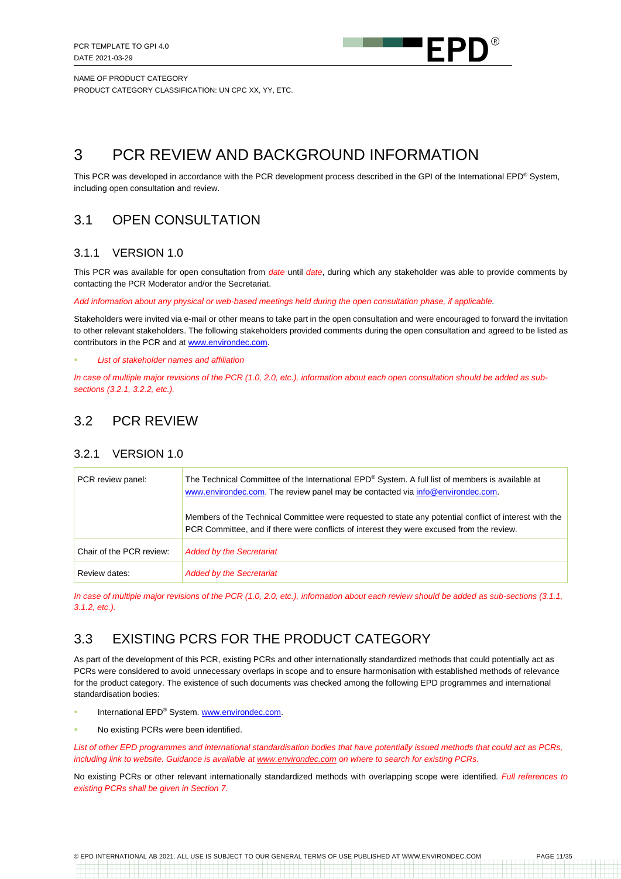# 3 PCR REVIEW AND BACKGROUND INFORMATION

This PCR was developed in accordance with the PCR development process described in the GPI of the International EPD® System, including open consultation and review.

## 3.1 OPEN CONSULTATION

### 3.1.1 VERSION 1.0

This PCR was available for open consultation from *date* until *date*, during which any stakeholder was able to provide comments by contacting the PCR Moderator and/or the Secretariat.

*Add information about any physical or web-based meetings held during the open consultation phase, if applicable.*

Stakeholders were invited via e-mail or other means to take part in the open consultation and were encouraged to forward the invitation to other relevant stakeholders. The following stakeholders provided comments during the open consultation and agreed to be listed as contributors in the PCR and at www.environdec.com.

- *List of stakeholder names and affiliation*

*In case of multiple major revisions of the PCR (1.0, 2.0, etc.), information about each open consultation should be added as sub-sections (3.2.1, 3.2.2, etc.).*

## 3.2 PCR REVIEW

### 3.2.1 VERSION 1.0

| | |
|---|---|
| PCR review panel: | The Technical Committee of the International EPD® System. A full list of members is available at www.environdec.com. The review panel may be contacted via info@environdec.com.<br><br>Members of the Technical Committee were requested to state any potential conflict of interest with the PCR Committee, and if there were conflicts of interest they were excused from the review. |
| Chair of the PCR review: | *Added by the Secretariat* |
| Review dates: | *Added by the Secretariat* |

*In case of multiple major revisions of the PCR (1.0, 2.0, etc.), information about each review should be added as sub-sections (3.1.1, 3.1.2, etc.).*

## 3.3 EXISTING PCRS FOR THE PRODUCT CATEGORY

As part of the development of this PCR, existing PCRs and other internationally standardized methods that could potentially act as PCRs were considered to avoid unnecessary overlaps in scope and to ensure harmonisation with established methods of relevance for the product category. The existence of such documents was checked among the following EPD programmes and international standardisation bodies:

- International EPD® System. www.environdec.com.
- No existing PCRs were been identified.

*List of other EPD programmes and international standardisation bodies that have potentially issued methods that could act as PCRs, including link to website. Guidance is available at www.environdec.com on where to search for existing PCRs.*

No existing PCRs or other relevant internationally standardized methods with overlapping scope were identified. *Full references to existing PCRs shall be given in Section 7.*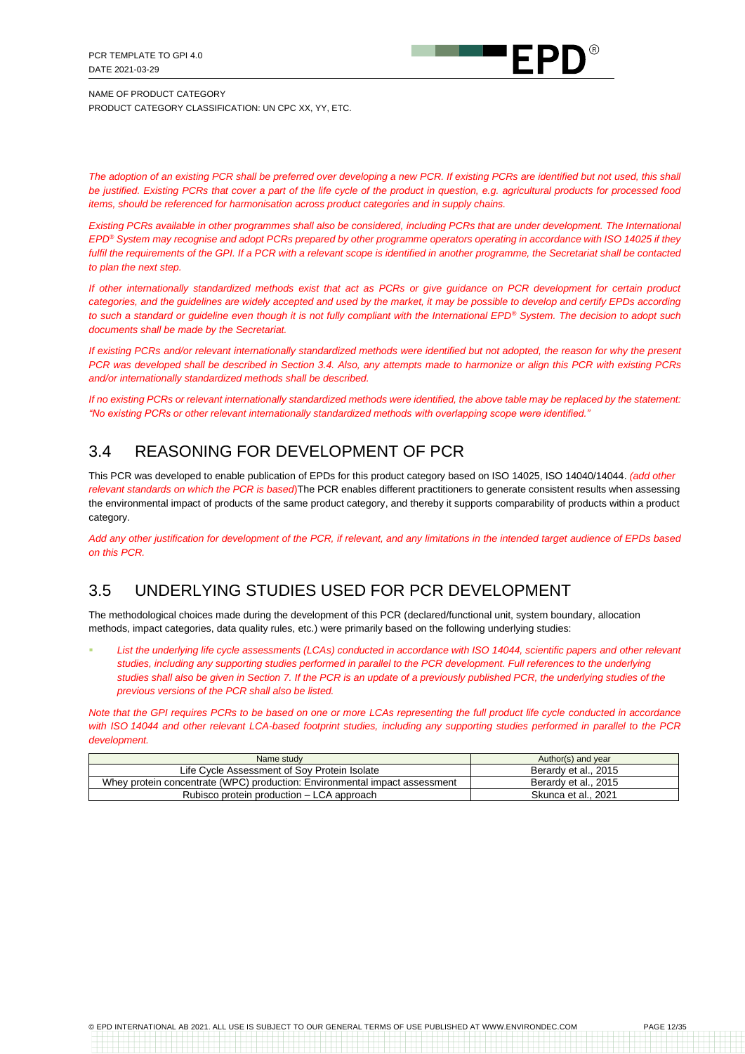*The adoption of an existing PCR shall be preferred over developing a new PCR. If existing PCRs are identified but not used, this shall be justified. Existing PCRs that cover a part of the life cycle of the product in question, e.g. agricultural products for processed food items, should be referenced for harmonisation across product categories and in supply chains.*

*Existing PCRs available in other programmes shall also be considered, including PCRs that are under development. The International EPD® System may recognise and adopt PCRs prepared by other programme operators operating in accordance with ISO 14025 if they fulfil the requirements of the GPI. If a PCR with a relevant scope is identified in another programme, the Secretariat shall be contacted to plan the next step.*

*If other internationally standardized methods exist that act as PCRs or give guidance on PCR development for certain product categories, and the guidelines are widely accepted and used by the market, it may be possible to develop and certify EPDs according to such a standard or guideline even though it is not fully compliant with the International EPD® System. The decision to adopt such documents shall be made by the Secretariat.*

*If existing PCRs and/or relevant internationally standardized methods were identified but not adopted, the reason for why the present PCR was developed shall be described in Section 3.4. Also, any attempts made to harmonize or align this PCR with existing PCRs and/or internationally standardized methods shall be described.*

*If no existing PCRs or relevant internationally standardized methods were identified, the above table may be replaced by the statement: "No existing PCRs or other relevant internationally standardized methods with overlapping scope were identified."*

## 3.4 REASONING FOR DEVELOPMENT OF PCR

This PCR was developed to enable publication of EPDs for this product category based on ISO 14025, ISO 14040/14044. *(add other relevant standards on which the PCR is based)*The PCR enables different practitioners to generate consistent results when assessing the environmental impact of products of the same product category, and thereby it supports comparability of products within a product category.

*Add any other justification for development of the PCR, if relevant, and any limitations in the intended target audience of EPDs based on this PCR.*

## 3.5 UNDERLYING STUDIES USED FOR PCR DEVELOPMENT

The methodological choices made during the development of this PCR (declared/functional unit, system boundary, allocation methods, impact categories, data quality rules, etc.) were primarily based on the following underlying studies:

- *List the underlying life cycle assessments (LCAs) conducted in accordance with ISO 14044, scientific papers and other relevant studies, including any supporting studies performed in parallel to the PCR development. Full references to the underlying studies shall also be given in Section 7. If the PCR is an update of a previously published PCR, the underlying studies of the previous versions of the PCR shall also be listed.*

*Note that the GPI requires PCRs to be based on one or more LCAs representing the full product life cycle conducted in accordance with ISO 14044 and other relevant LCA-based footprint studies, including any supporting studies performed in parallel to the PCR development.*

| Name study | Author(s) and year |
|---|---|
| Life Cycle Assessment of Soy Protein Isolate | Berardy et al., 2015 |
| Whey protein concentrate (WPC) production: Environmental impact assessment | Berardy et al., 2015 |
| Rubisco protein production – LCA approach | Skunca et al., 2021 |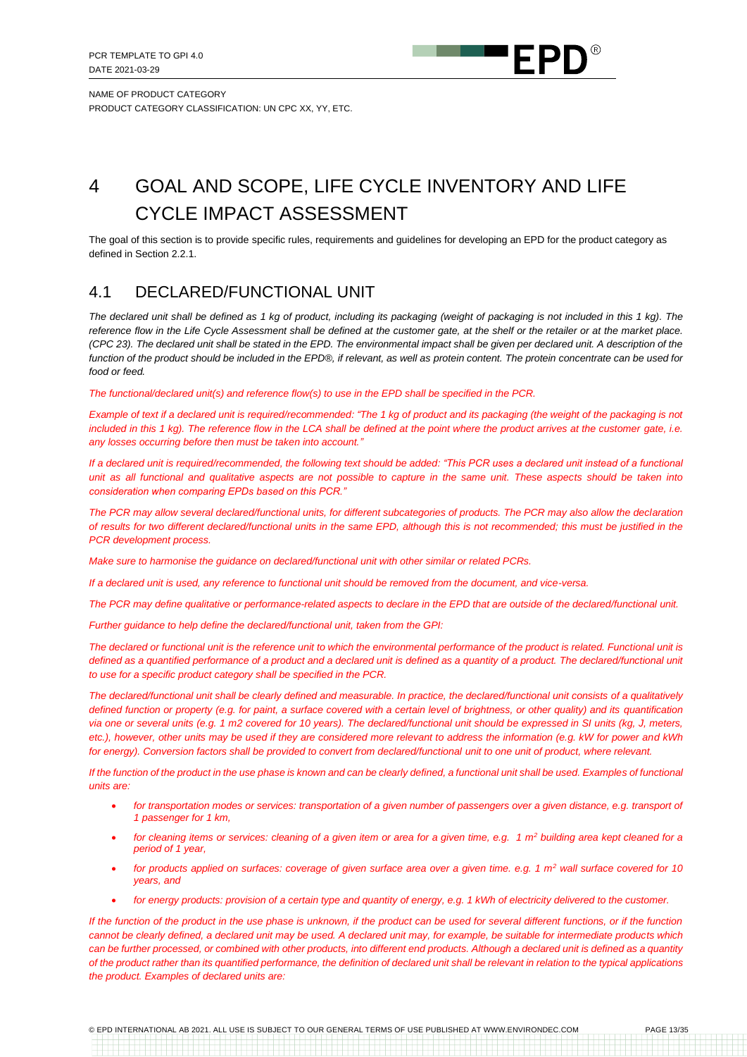# 4 GOAL AND SCOPE, LIFE CYCLE INVENTORY AND LIFE CYCLE IMPACT ASSESSMENT

The goal of this section is to provide specific rules, requirements and guidelines for developing an EPD for the product category as defined in Section 2.2.1.

## 4.1 DECLARED/FUNCTIONAL UNIT

*The declared unit shall be defined as 1 kg of product, including its packaging (weight of packaging is not included in this 1 kg). The reference flow in the Life Cycle Assessment shall be defined at the customer gate, at the shelf or the retailer or at the market place. (CPC 23). The declared unit shall be stated in the EPD. The environmental impact shall be given per declared unit. A description of the function of the product should be included in the EPD®, if relevant, as well as protein content. The protein concentrate can be used for food or feed.*

*The functional/declared unit(s) and reference flow(s) to use in the EPD shall be specified in the PCR.*

*Example of text if a declared unit is required/recommended: "The 1 kg of product and its packaging (the weight of the packaging is not included in this 1 kg). The reference flow in the LCA shall be defined at the point where the product arrives at the customer gate, i.e. any losses occurring before then must be taken into account."*

*If a declared unit is required/recommended, the following text should be added: "This PCR uses a declared unit instead of a functional unit as all functional and qualitative aspects are not possible to capture in the same unit. These aspects should be taken into consideration when comparing EPDs based on this PCR."*

*The PCR may allow several declared/functional units, for different subcategories of products. The PCR may also allow the declaration of results for two different declared/functional units in the same EPD, although this is not recommended; this must be justified in the PCR development process.*

*Make sure to harmonise the guidance on declared/functional unit with other similar or related PCRs.*

*If a declared unit is used, any reference to functional unit should be removed from the document, and vice-versa.*

*The PCR may define qualitative or performance-related aspects to declare in the EPD that are outside of the declared/functional unit.*

*Further guidance to help define the declared/functional unit, taken from the GPI:*

*The declared or functional unit is the reference unit to which the environmental performance of the product is related. Functional unit is defined as a quantified performance of a product and a declared unit is defined as a quantity of a product. The declared/functional unit to use for a specific product category shall be specified in the PCR.*

*The declared/functional unit shall be clearly defined and measurable. In practice, the declared/functional unit consists of a qualitatively defined function or property (e.g. for paint, a surface covered with a certain level of brightness, or other quality) and its quantification via one or several units (e.g. 1 m2 covered for 10 years). The declared/functional unit should be expressed in SI units (kg, J, meters, etc.), however, other units may be used if they are considered more relevant to address the information (e.g. kW for power and kWh for energy). Conversion factors shall be provided to convert from declared/functional unit to one unit of product, where relevant.*

*If the function of the product in the use phase is known and can be clearly defined, a functional unit shall be used. Examples of functional units are:*

- *for transportation modes or services: transportation of a given number of passengers over a given distance, e.g. transport of 1 passenger for 1 km,*
- *for cleaning items or services: cleaning of a given item or area for a given time, e.g. 1 $m^2$ building area kept cleaned for a period of 1 year,*
- *for products applied on surfaces: coverage of given surface area over a given time. e.g. 1 $m^2$ wall surface covered for 10 years, and*
- *for energy products: provision of a certain type and quantity of energy, e.g. 1 kWh of electricity delivered to the customer.*

*If the function of the product in the use phase is unknown, if the product can be used for several different functions, or if the function cannot be clearly defined, a declared unit may be used. A declared unit may, for example, be suitable for intermediate products which can be further processed, or combined with other products, into different end products. Although a declared unit is defined as a quantity of the product rather than its quantified performance, the definition of declared unit shall be relevant in relation to the typical applications the product. Examples of declared units are:*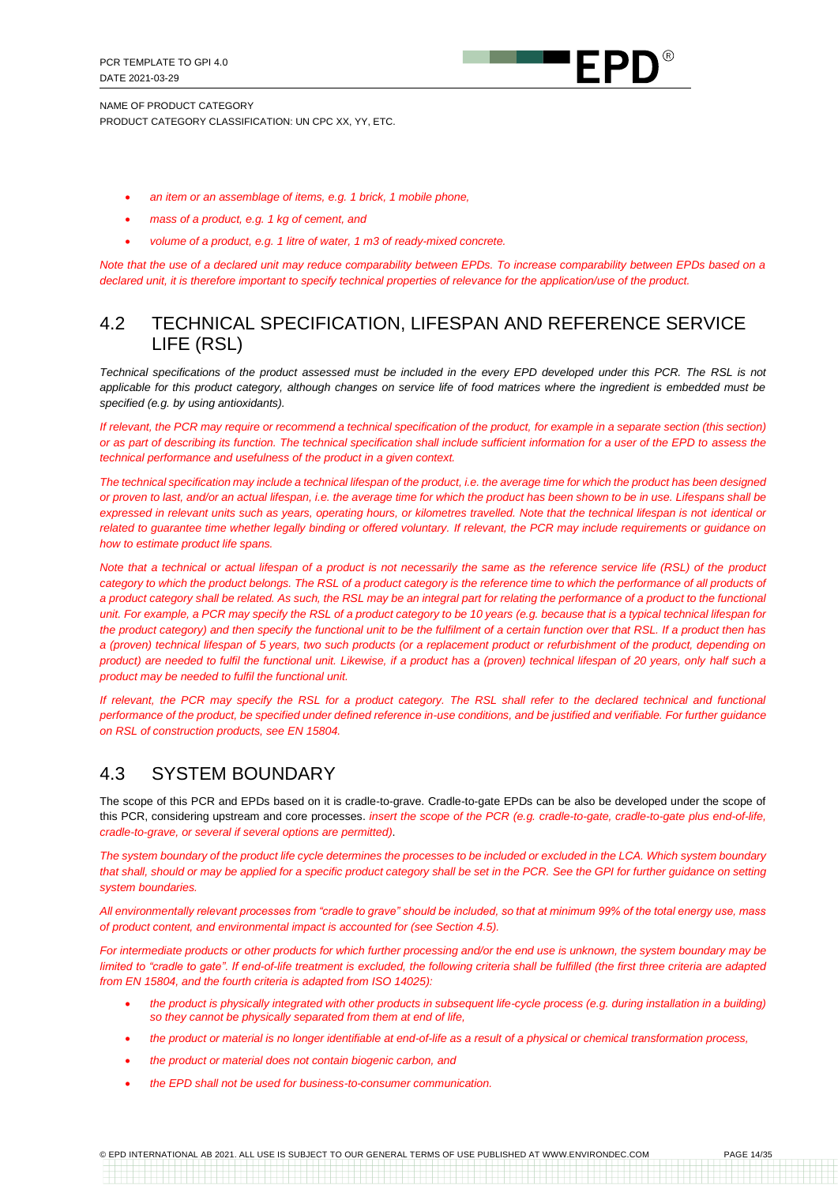- *an item or an assemblage of items, e.g. 1 brick, 1 mobile phone,*
- *mass of a product, e.g. 1 kg of cement, and*
- *volume of a product, e.g. 1 litre of water, 1 m3 of ready-mixed concrete.*

*Note that the use of a declared unit may reduce comparability between EPDs. To increase comparability between EPDs based on a declared unit, it is therefore important to specify technical properties of relevance for the application/use of the product.*

## 4.2 TECHNICAL SPECIFICATION, LIFESPAN AND REFERENCE SERVICE LIFE (RSL)

*Technical specifications of the product assessed must be included in the every EPD developed under this PCR. The RSL is not applicable for this product category, although changes on service life of food matrices where the ingredient is embedded must be specified (e.g. by using antioxidants).*

*If relevant, the PCR may require or recommend a technical specification of the product, for example in a separate section (this section) or as part of describing its function. The technical specification shall include sufficient information for a user of the EPD to assess the technical performance and usefulness of the product in a given context.*

*The technical specification may include a technical lifespan of the product, i.e. the average time for which the product has been designed or proven to last, and/or an actual lifespan, i.e. the average time for which the product has been shown to be in use. Lifespans shall be expressed in relevant units such as years, operating hours, or kilometres travelled. Note that the technical lifespan is not identical or related to guarantee time whether legally binding or offered voluntary. If relevant, the PCR may include requirements or guidance on how to estimate product life spans.*

*Note that a technical or actual lifespan of a product is not necessarily the same as the reference service life (RSL) of the product category to which the product belongs. The RSL of a product category is the reference time to which the performance of all products of a product category shall be related. As such, the RSL may be an integral part for relating the performance of a product to the functional unit. For example, a PCR may specify the RSL of a product category to be 10 years (e.g. because that is a typical technical lifespan for the product category) and then specify the functional unit to be the fulfilment of a certain function over that RSL. If a product then has a (proven) technical lifespan of 5 years, two such products (or a replacement product or refurbishment of the product, depending on product) are needed to fulfil the functional unit. Likewise, if a product has a (proven) technical lifespan of 20 years, only half such a product may be needed to fulfil the functional unit.*

*If relevant, the PCR may specify the RSL for a product category. The RSL shall refer to the declared technical and functional performance of the product, be specified under defined reference in-use conditions, and be justified and verifiable. For further guidance on RSL of construction products, see EN 15804.*

## 4.3 SYSTEM BOUNDARY

The scope of this PCR and EPDs based on it is cradle-to-grave. Cradle-to-gate EPDs can be also be developed under the scope of this PCR, considering upstream and core processes. *insert the scope of the PCR (e.g. cradle-to-gate, cradle-to-gate plus end-of-life, cradle-to-grave, or several if several options are permitted).*

*The system boundary of the product life cycle determines the processes to be included or excluded in the LCA. Which system boundary that shall, should or may be applied for a specific product category shall be set in the PCR. See the GPI for further guidance on setting system boundaries.*

*All environmentally relevant processes from "cradle to grave" should be included, so that at minimum 99% of the total energy use, mass of product content, and environmental impact is accounted for (see Section 4.5).*

*For intermediate products or other products for which further processing and/or the end use is unknown, the system boundary may be limited to "cradle to gate". If end-of-life treatment is excluded, the following criteria shall be fulfilled (the first three criteria are adapted from EN 15804, and the fourth criteria is adapted from ISO 14025):*

- *the product is physically integrated with other products in subsequent life-cycle process (e.g. during installation in a building) so they cannot be physically separated from them at end of life,*
- *the product or material is no longer identifiable at end-of-life as a result of a physical or chemical transformation process,*
- *the product or material does not contain biogenic carbon, and*
- *the EPD shall not be used for business-to-consumer communication.*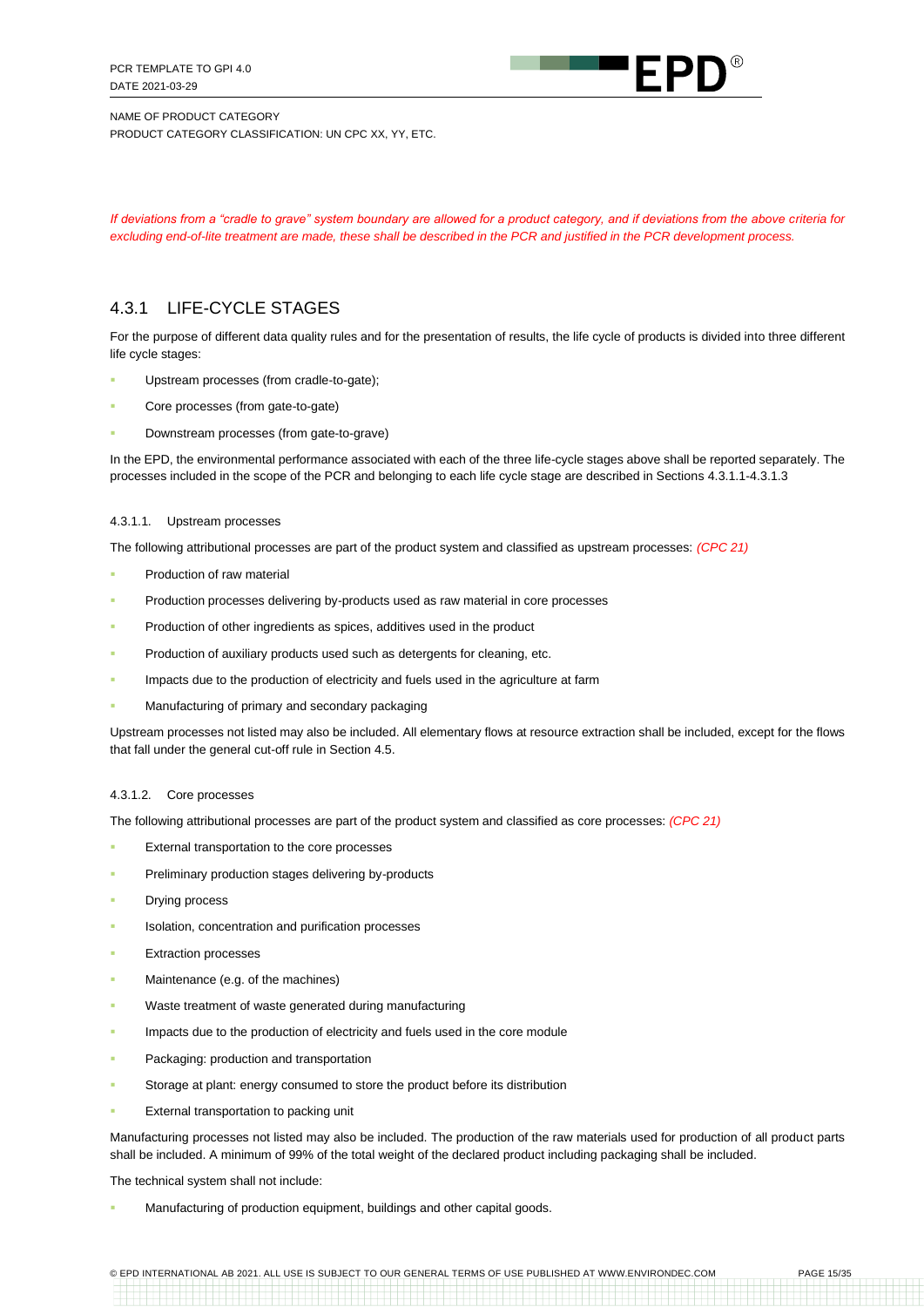*If deviations from a "cradle to grave" system boundary are allowed for a product category, and if deviations from the above criteria for excluding end-of-lite treatment are made, these shall be described in the PCR and justified in the PCR development process.*

## 4.3.1 LIFE-CYCLE STAGES

For the purpose of different data quality rules and for the presentation of results, the life cycle of products is divided into three different life cycle stages:

- Upstream processes (from cradle-to-gate);
- Core processes (from gate-to-gate)
- Downstream processes (from gate-to-grave)

In the EPD, the environmental performance associated with each of the three life-cycle stages above shall be reported separately. The processes included in the scope of the PCR and belonging to each life cycle stage are described in Sections 4.3.1.1-4.3.1.3

### 4.3.1.1. Upstream processes

The following attributional processes are part of the product system and classified as upstream processes: *(CPC 21)*

- Production of raw material
- Production processes delivering by-products used as raw material in core processes
- Production of other ingredients as spices, additives used in the product
- Production of auxiliary products used such as detergents for cleaning, etc.
- Impacts due to the production of electricity and fuels used in the agriculture at farm
- Manufacturing of primary and secondary packaging

Upstream processes not listed may also be included. All elementary flows at resource extraction shall be included, except for the flows that fall under the general cut-off rule in Section 4.5.

### 4.3.1.2. Core processes

The following attributional processes are part of the product system and classified as core processes: *(CPC 21)*

- External transportation to the core processes
- Preliminary production stages delivering by-products
- Drying process
- Isolation, concentration and purification processes
- Extraction processes
- Maintenance (e.g. of the machines)
- Waste treatment of waste generated during manufacturing
- Impacts due to the production of electricity and fuels used in the core module
- Packaging: production and transportation
- Storage at plant: energy consumed to store the product before its distribution
- External transportation to packing unit

Manufacturing processes not listed may also be included. The production of the raw materials used for production of all product parts shall be included. A minimum of 99% of the total weight of the declared product including packaging shall be included.

The technical system shall not include:

- Manufacturing of production equipment, buildings and other capital goods.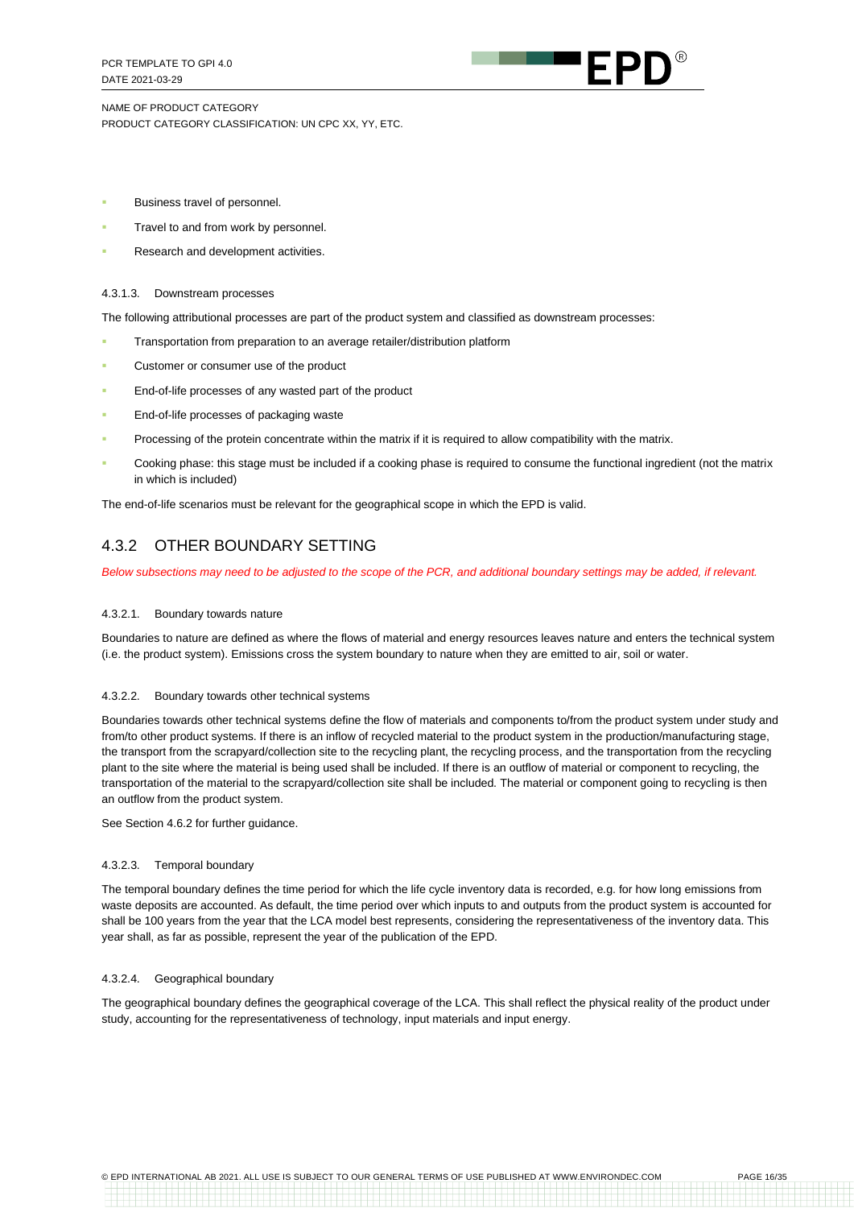- Business travel of personnel.
- Travel to and from work by personnel.
- Research and development activities.

#### 4.3.1.3. Downstream processes

The following attributional processes are part of the product system and classified as downstream processes:

- Transportation from preparation to an average retailer/distribution platform
- Customer or consumer use of the product
- End-of-life processes of any wasted part of the product
- End-of-life processes of packaging waste
- Processing of the protein concentrate within the matrix if it is required to allow compatibility with the matrix.
- Cooking phase: this stage must be included if a cooking phase is required to consume the functional ingredient (not the matrix in which is included)

The end-of-life scenarios must be relevant for the geographical scope in which the EPD is valid.

### 4.3.2 OTHER BOUNDARY SETTING

*Below subsections may need to be adjusted to the scope of the PCR, and additional boundary settings may be added, if relevant.*

#### 4.3.2.1. Boundary towards nature

Boundaries to nature are defined as where the flows of material and energy resources leaves nature and enters the technical system (i.e. the product system). Emissions cross the system boundary to nature when they are emitted to air, soil or water.

#### 4.3.2.2. Boundary towards other technical systems

Boundaries towards other technical systems define the flow of materials and components to/from the product system under study and from/to other product systems. If there is an inflow of recycled material to the product system in the production/manufacturing stage, the transport from the scrapyard/collection site to the recycling plant, the recycling process, and the transportation from the recycling plant to the site where the material is being used shall be included. If there is an outflow of material or component to recycling, the transportation of the material to the scrapyard/collection site shall be included. The material or component going to recycling is then an outflow from the product system.

See Section 4.6.2 for further guidance.

#### 4.3.2.3. Temporal boundary

The temporal boundary defines the time period for which the life cycle inventory data is recorded, e.g. for how long emissions from waste deposits are accounted. As default, the time period over which inputs to and outputs from the product system is accounted for shall be 100 years from the year that the LCA model best represents, considering the representativeness of the inventory data. This year shall, as far as possible, represent the year of the publication of the EPD.

#### 4.3.2.4. Geographical boundary

The geographical boundary defines the geographical coverage of the LCA. This shall reflect the physical reality of the product under study, accounting for the representativeness of technology, input materials and input energy.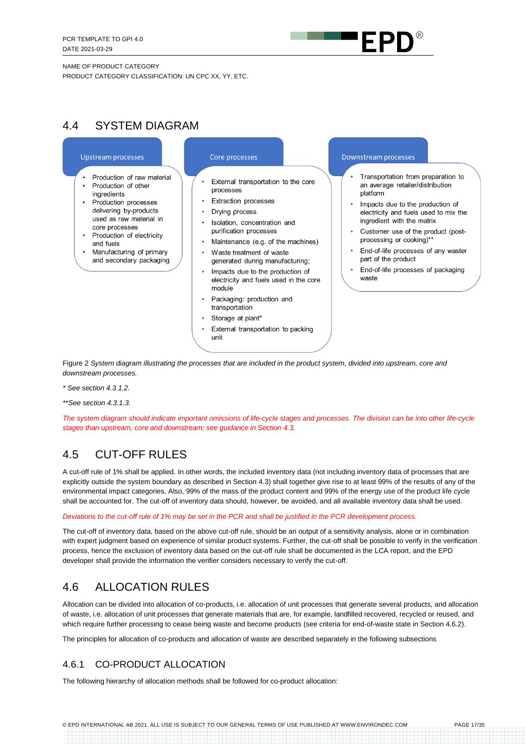## 4.4 SYSTEM DIAGRAM

**Upstream processes**

- Production of raw material
- Production of other ingredients
- Production processes delivering by-products used as raw material in core processes
- Production of electricity and fuels
- Manufacturing of primary and secondary packaging

**Core processes**

- External transportation to the core processes
- Extraction processes
- Drying process
- Isolation, concentration and purification processes
- Maintenance (e.g. of the machines)
- Waste treatment of waste generated during manufacturing;
- Impacts due to the production of electricity and fuels used in the core module
- Packaging: production and transportation
- Storage at plant*
- External transportation to packing unit

**Downstream processes**

- Transportation from preparation to an average retailer/distribution platform
- Impacts due to the production of electricity and fuels used to mix the ingredient with the matrix
- Customer use of the product (post-processing or cooking)**
- End-of-life processes of any waster part of the product
- End-of-life processes of packaging waste

Figure 2 *System diagram illustrating the processes that are included in the product system, divided into upstream, core and downstream processes.*

*\* See section 4.3.1.2.*

*\*\*See section 4.3.1.3.*

*The system diagram should indicate important omissions of life-cycle stages and processes. The division can be into other life-cycle stages than upstream, core and downstream; see guidance in Section 4.3.*

## 4.5 CUT-OFF RULES

A cut-off rule of 1% shall be applied. In other words, the included inventory data (not including inventory data of processes that are explicitly outside the system boundary as described in Section 4.3) shall together give rise to at least 99% of the results of any of the environmental impact categories. Also, 99% of the mass of the product content and 99% of the energy use of the product life cycle shall be accounted for. The cut-off of inventory data should, however, be avoided, and all available inventory data shall be used.

*Deviations to the cut-off rule of 1% may be set in the PCR and shall be justified in the PCR development process.*

The cut-off of inventory data, based on the above cut-off rule, should be an output of a sensitivity analysis, alone or in combination with expert judgment based on experience of similar product systems. Further, the cut-off shall be possible to verify in the verification process, hence the exclusion of inventory data based on the cut-off rule shall be documented in the LCA report, and the EPD developer shall provide the information the verifier considers necessary to verify the cut-off.

## 4.6 ALLOCATION RULES

Allocation can be divided into allocation of co-products, i.e. allocation of unit processes that generate several products, and allocation of waste, i.e. allocation of unit processes that generate materials that are, for example, landfilled recovered, recycled or reused, and which require further processing to cease being waste and become products (see criteria for end-of-waste state in Section 4.6.2).

The principles for allocation of co-products and allocation of waste are described separately in the following subsections

### 4.6.1 CO-PRODUCT ALLOCATION

The following hierarchy of allocation methods shall be followed for co-product allocation: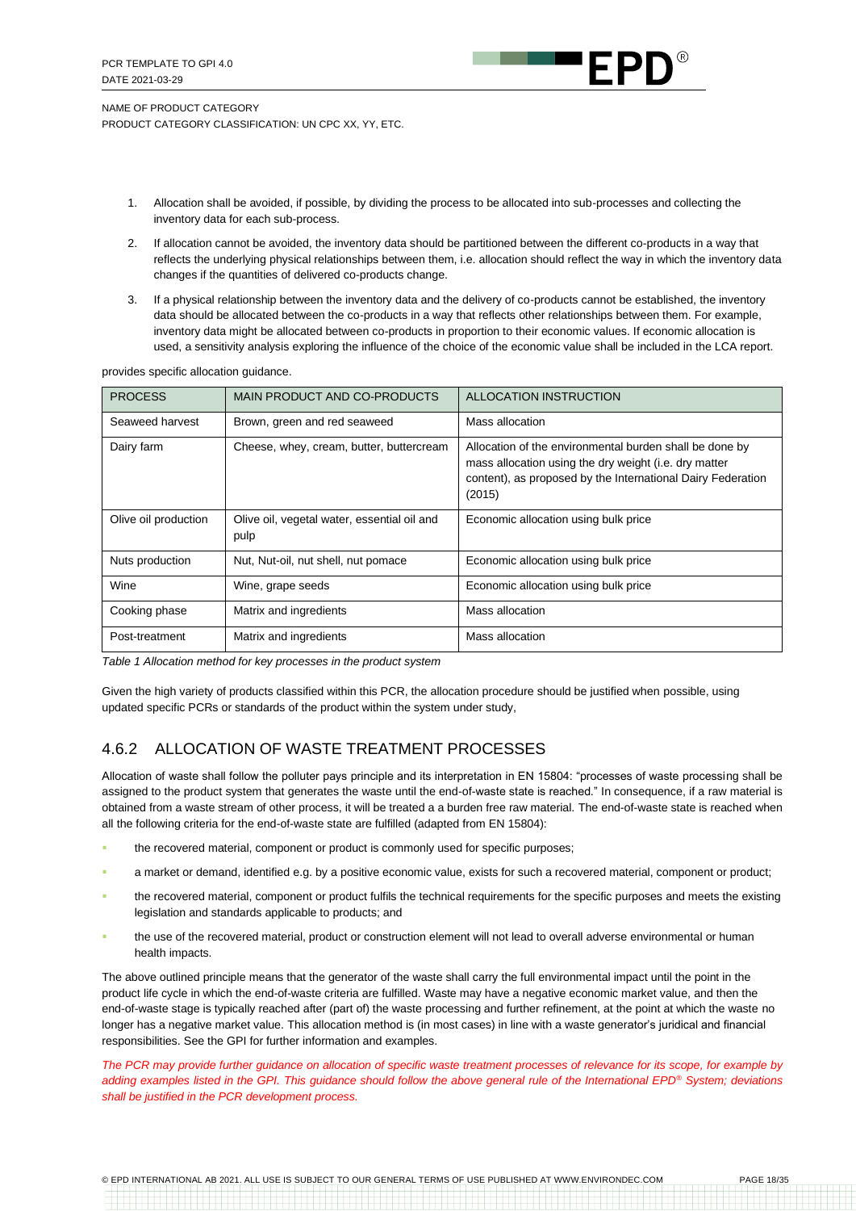1. Allocation shall be avoided, if possible, by dividing the process to be allocated into sub-processes and collecting the inventory data for each sub-process.
2. If allocation cannot be avoided, the inventory data should be partitioned between the different co-products in a way that reflects the underlying physical relationships between them, i.e. allocation should reflect the way in which the inventory data changes if the quantities of delivered co-products change.
3. If a physical relationship between the inventory data and the delivery of co-products cannot be established, the inventory data should be allocated between the co-products in a way that reflects other relationships between them. For example, inventory data might be allocated between co-products in proportion to their economic values. If economic allocation is used, a sensitivity analysis exploring the influence of the choice of the economic value shall be included in the LCA report.

provides specific allocation guidance.

| PROCESS | MAIN PRODUCT AND CO-PRODUCTS | ALLOCATION INSTRUCTION |
|---|---|---|
| Seaweed harvest | Brown, green and red seaweed | Mass allocation |
| Dairy farm | Cheese, whey, cream, butter, buttercream | Allocation of the environmental burden shall be done by mass allocation using the dry weight (i.e. dry matter content), as proposed by the International Dairy Federation (2015) |
| Olive oil production | Olive oil, vegetal water, essential oil and pulp | Economic allocation using bulk price |
| Nuts production | Nut, Nut-oil, nut shell, nut pomace | Economic allocation using bulk price |
| Wine | Wine, grape seeds | Economic allocation using bulk price |
| Cooking phase | Matrix and ingredients | Mass allocation |
| Post-treatment | Matrix and ingredients | Mass allocation |

*Table 1 Allocation method for key processes in the product system*

Given the high variety of products classified within this PCR, the allocation procedure should be justified when possible, using updated specific PCRs or standards of the product within the system under study,

## 4.6.2 ALLOCATION OF WASTE TREATMENT PROCESSES

Allocation of waste shall follow the polluter pays principle and its interpretation in EN 15804: "processes of waste processing shall be assigned to the product system that generates the waste until the end-of-waste state is reached." In consequence, if a raw material is obtained from a waste stream of other process, it will be treated a a burden free raw material. The end-of-waste state is reached when all the following criteria for the end-of-waste state are fulfilled (adapted from EN 15804):

- the recovered material, component or product is commonly used for specific purposes;
- a market or demand, identified e.g. by a positive economic value, exists for such a recovered material, component or product;
- the recovered material, component or product fulfils the technical requirements for the specific purposes and meets the existing legislation and standards applicable to products; and
- the use of the recovered material, product or construction element will not lead to overall adverse environmental or human health impacts.

The above outlined principle means that the generator of the waste shall carry the full environmental impact until the point in the product life cycle in which the end-of-waste criteria are fulfilled. Waste may have a negative economic market value, and then the end-of-waste stage is typically reached after (part of) the waste processing and further refinement, at the point at which the waste no longer has a negative market value. This allocation method is (in most cases) in line with a waste generator's juridical and financial responsibilities. See the GPI for further information and examples.

*The PCR may provide further guidance on allocation of specific waste treatment processes of relevance for its scope, for example by adding examples listed in the GPI. This guidance should follow the above general rule of the International EPD® System; deviations shall be justified in the PCR development process.*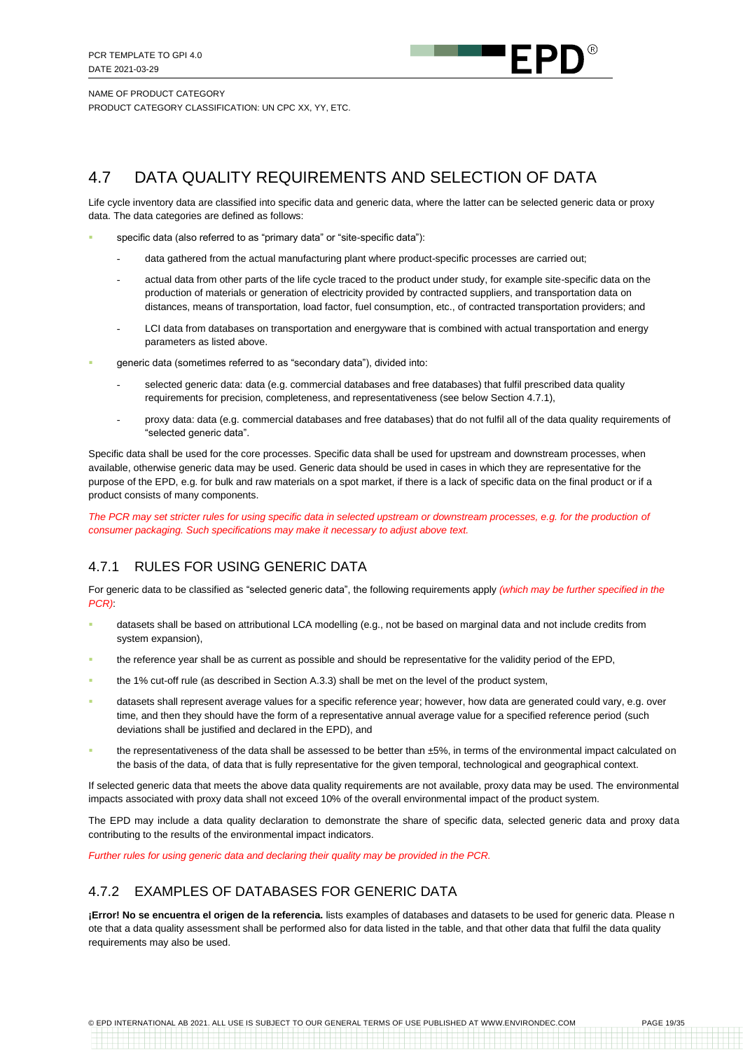## 4.7 DATA QUALITY REQUIREMENTS AND SELECTION OF DATA

Life cycle inventory data are classified into specific data and generic data, where the latter can be selected generic data or proxy data. The data categories are defined as follows:

- specific data (also referred to as "primary data" or "site-specific data"):
  - data gathered from the actual manufacturing plant where product-specific processes are carried out;
  - actual data from other parts of the life cycle traced to the product under study, for example site-specific data on the production of materials or generation of electricity provided by contracted suppliers, and transportation data on distances, means of transportation, load factor, fuel consumption, etc., of contracted transportation providers; and
  - LCI data from databases on transportation and energyware that is combined with actual transportation and energy parameters as listed above.
- generic data (sometimes referred to as "secondary data"), divided into:
  - selected generic data: data (e.g. commercial databases and free databases) that fulfil prescribed data quality requirements for precision, completeness, and representativeness (see below Section 4.7.1),
  - proxy data: data (e.g. commercial databases and free databases) that do not fulfil all of the data quality requirements of "selected generic data".

Specific data shall be used for the core processes. Specific data shall be used for upstream and downstream processes, when available, otherwise generic data may be used. Generic data should be used in cases in which they are representative for the purpose of the EPD, e.g. for bulk and raw materials on a spot market, if there is a lack of specific data on the final product or if a product consists of many components.

*The PCR may set stricter rules for using specific data in selected upstream or downstream processes, e.g. for the production of consumer packaging. Such specifications may make it necessary to adjust above text.*

### 4.7.1 RULES FOR USING GENERIC DATA

For generic data to be classified as "selected generic data", the following requirements apply *(which may be further specified in the PCR)*:

- datasets shall be based on attributional LCA modelling (e.g., not be based on marginal data and not include credits from system expansion),
- the reference year shall be as current as possible and should be representative for the validity period of the EPD,
- the 1% cut-off rule (as described in Section A.3.3) shall be met on the level of the product system,
- datasets shall represent average values for a specific reference year; however, how data are generated could vary, e.g. over time, and then they should have the form of a representative annual average value for a specified reference period (such deviations shall be justified and declared in the EPD), and
- the representativeness of the data shall be assessed to be better than ±5%, in terms of the environmental impact calculated on the basis of the data, of data that is fully representative for the given temporal, technological and geographical context.

If selected generic data that meets the above data quality requirements are not available, proxy data may be used. The environmental impacts associated with proxy data shall not exceed 10% of the overall environmental impact of the product system.

The EPD may include a data quality declaration to demonstrate the share of specific data, selected generic data and proxy data contributing to the results of the environmental impact indicators.

*Further rules for using generic data and declaring their quality may be provided in the PCR.*

### 4.7.2 EXAMPLES OF DATABASES FOR GENERIC DATA

**¡Error! No se encuentra el origen de la referencia.** lists examples of databases and datasets to be used for generic data. Please n ote that a data quality assessment shall be performed also for data listed in the table, and that other data that fulfil the data quality requirements may also be used.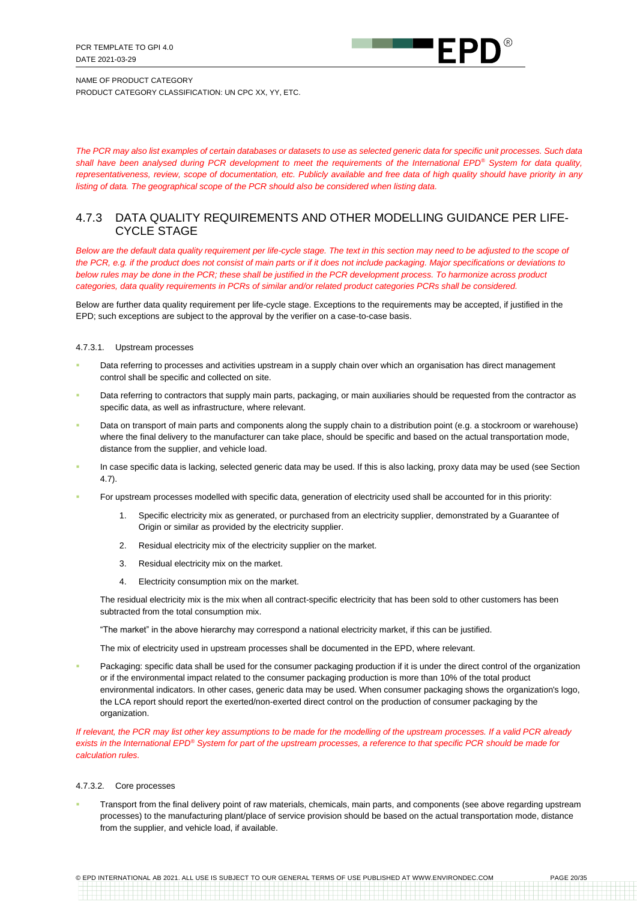*The PCR may also list examples of certain databases or datasets to use as selected generic data for specific unit processes. Such data shall have been analysed during PCR development to meet the requirements of the International EPD® System for data quality, representativeness, review, scope of documentation, etc. Publicly available and free data of high quality should have priority in any listing of data. The geographical scope of the PCR should also be considered when listing data.*

## 4.7.3 DATA QUALITY REQUIREMENTS AND OTHER MODELLING GUIDANCE PER LIFE-CYCLE STAGE

*Below are the default data quality requirement per life-cycle stage. The text in this section may need to be adjusted to the scope of the PCR, e.g. if the product does not consist of main parts or if it does not include packaging. Major specifications or deviations to below rules may be done in the PCR; these shall be justified in the PCR development process. To harmonize across product categories, data quality requirements in PCRs of similar and/or related product categories PCRs shall be considered.*

Below are further data quality requirement per life-cycle stage. Exceptions to the requirements may be accepted, if justified in the EPD; such exceptions are subject to the approval by the verifier on a case-to-case basis.

#### 4.7.3.1. Upstream processes

- Data referring to processes and activities upstream in a supply chain over which an organisation has direct management control shall be specific and collected on site.
- Data referring to contractors that supply main parts, packaging, or main auxiliaries should be requested from the contractor as specific data, as well as infrastructure, where relevant.
- Data on transport of main parts and components along the supply chain to a distribution point (e.g. a stockroom or warehouse) where the final delivery to the manufacturer can take place, should be specific and based on the actual transportation mode, distance from the supplier, and vehicle load.
- In case specific data is lacking, selected generic data may be used. If this is also lacking, proxy data may be used (see Section 4.7).
- For upstream processes modelled with specific data, generation of electricity used shall be accounted for in this priority:
    1. Specific electricity mix as generated, or purchased from an electricity supplier, demonstrated by a Guarantee of Origin or similar as provided by the electricity supplier.
    2. Residual electricity mix of the electricity supplier on the market.
    3. Residual electricity mix on the market.
    4. Electricity consumption mix on the market.

  The residual electricity mix is the mix when all contract-specific electricity that has been sold to other customers has been subtracted from the total consumption mix.

  "The market" in the above hierarchy may correspond a national electricity market, if this can be justified.

  The mix of electricity used in upstream processes shall be documented in the EPD, where relevant.
- Packaging: specific data shall be used for the consumer packaging production if it is under the direct control of the organization or if the environmental impact related to the consumer packaging production is more than 10% of the total product environmental indicators. In other cases, generic data may be used. When consumer packaging shows the organization's logo, the LCA report should report the exerted/non-exerted direct control on the production of consumer packaging by the organization.

*If relevant, the PCR may list other key assumptions to be made for the modelling of the upstream processes. If a valid PCR already exists in the International EPD® System for part of the upstream processes, a reference to that specific PCR should be made for calculation rules.*

#### 4.7.3.2. Core processes

- Transport from the final delivery point of raw materials, chemicals, main parts, and components (see above regarding upstream processes) to the manufacturing plant/place of service provision should be based on the actual transportation mode, distance from the supplier, and vehicle load, if available.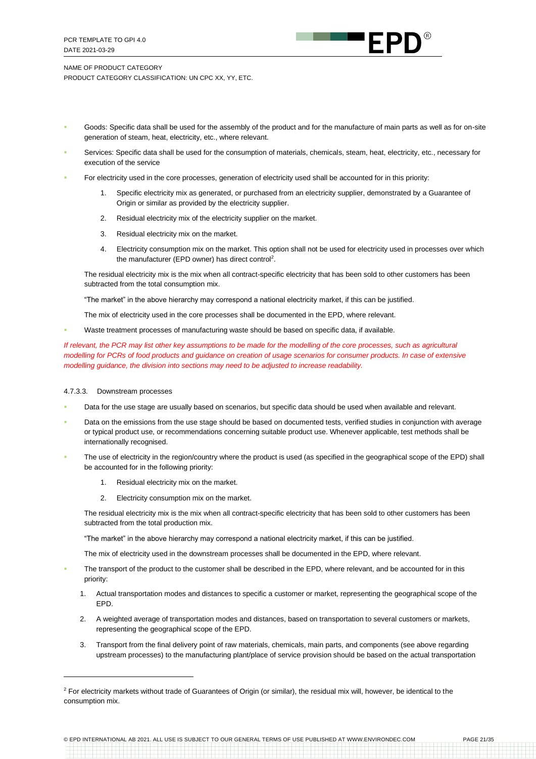- Goods: Specific data shall be used for the assembly of the product and for the manufacture of main parts as well as for on-site generation of steam, heat, electricity, etc., where relevant.
- Services: Specific data shall be used for the consumption of materials, chemicals, steam, heat, electricity, etc., necessary for execution of the service
- For electricity used in the core processes, generation of electricity used shall be accounted for in this priority:
  1. Specific electricity mix as generated, or purchased from an electricity supplier, demonstrated by a Guarantee of Origin or similar as provided by the electricity supplier.
  2. Residual electricity mix of the electricity supplier on the market.
  3. Residual electricity mix on the market.
  4. Electricity consumption mix on the market. This option shall not be used for electricity used in processes over which the manufacturer (EPD owner) has direct control[2].

  The residual electricity mix is the mix when all contract-specific electricity that has been sold to other customers has been subtracted from the total consumption mix.

  "The market" in the above hierarchy may correspond a national electricity market, if this can be justified.

  The mix of electricity used in the core processes shall be documented in the EPD, where relevant.
- Waste treatment processes of manufacturing waste should be based on specific data, if available.

*If relevant, the PCR may list other key assumptions to be made for the modelling of the core processes, such as agricultural modelling for PCRs of food products and guidance on creation of usage scenarios for consumer products. In case of extensive modelling guidance, the division into sections may need to be adjusted to increase readability.*

#### 4.7.3.3. Downstream processes

- Data for the use stage are usually based on scenarios, but specific data should be used when available and relevant.
- Data on the emissions from the use stage should be based on documented tests, verified studies in conjunction with average or typical product use, or recommendations concerning suitable product use. Whenever applicable, test methods shall be internationally recognised.
- The use of electricity in the region/country where the product is used (as specified in the geographical scope of the EPD) shall be accounted for in the following priority:
  1. Residual electricity mix on the market.
  2. Electricity consumption mix on the market.

  The residual electricity mix is the mix when all contract-specific electricity that has been sold to other customers has been subtracted from the total production mix.

  "The market" in the above hierarchy may correspond a national electricity market, if this can be justified.

  The mix of electricity used in the downstream processes shall be documented in the EPD, where relevant.
- The transport of the product to the customer shall be described in the EPD, where relevant, and be accounted for in this priority:
  1. Actual transportation modes and distances to specific a customer or market, representing the geographical scope of the EPD.
  2. A weighted average of transportation modes and distances, based on transportation to several customers or markets, representing the geographical scope of the EPD.
  3. Transport from the final delivery point of raw materials, chemicals, main parts, and components (see above regarding upstream processes) to the manufacturing plant/place of service provision should be based on the actual transportation

[2] For electricity markets without trade of Guarantees of Origin (or similar), the residual mix will, however, be identical to the consumption mix.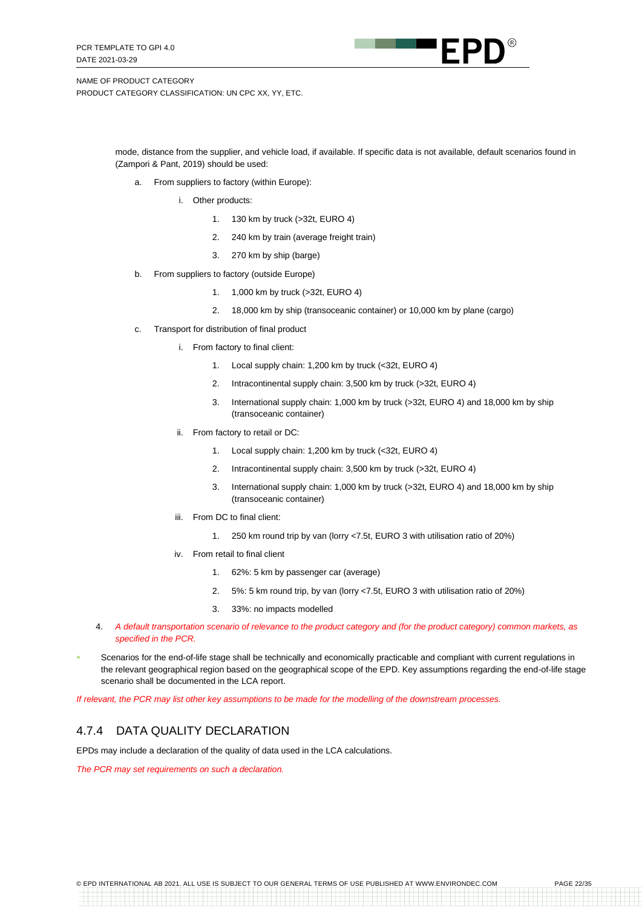mode, distance from the supplier, and vehicle load, if available. If specific data is not available, default scenarios found in (Zampori & Pant, 2019) should be used:

a. From suppliers to factory (within Europe):

   i. Other products:

      1. 130 km by truck (>32t, EURO 4)
      2. 240 km by train (average freight train)
      3. 270 km by ship (barge)

b. From suppliers to factory (outside Europe)

      1. 1,000 km by truck (>32t, EURO 4)
      2. 18,000 km by ship (transoceanic container) or 10,000 km by plane (cargo)

c. Transport for distribution of final product

   i. From factory to final client:

      1. Local supply chain: 1,200 km by truck (<32t, EURO 4)
      2. Intracontinental supply chain: 3,500 km by truck (>32t, EURO 4)
      3. International supply chain: 1,000 km by truck (>32t, EURO 4) and 18,000 km by ship (transoceanic container)

   ii. From factory to retail or DC:

      1. Local supply chain: 1,200 km by truck (<32t, EURO 4)
      2. Intracontinental supply chain: 3,500 km by truck (>32t, EURO 4)
      3. International supply chain: 1,000 km by truck (>32t, EURO 4) and 18,000 km by ship (transoceanic container)

   iii. From DC to final client:

      1. 250 km round trip by van (lorry <7.5t, EURO 3 with utilisation ratio of 20%)

   iv. From retail to final client

      1. 62%: 5 km by passenger car (average)
      2. 5%: 5 km round trip, by van (lorry <7.5t, EURO 3 with utilisation ratio of 20%)
      3. 33%: no impacts modelled

4. *A default transportation scenario of relevance to the product category and (for the product category) common markets, as specified in the PCR.*

- Scenarios for the end-of-life stage shall be technically and economically practicable and compliant with current regulations in the relevant geographical region based on the geographical scope of the EPD. Key assumptions regarding the end-of-life stage scenario shall be documented in the LCA report.

*If relevant, the PCR may list other key assumptions to be made for the modelling of the downstream processes.*

### 4.7.4 DATA QUALITY DECLARATION

EPDs may include a declaration of the quality of data used in the LCA calculations.

*The PCR may set requirements on such a declaration.*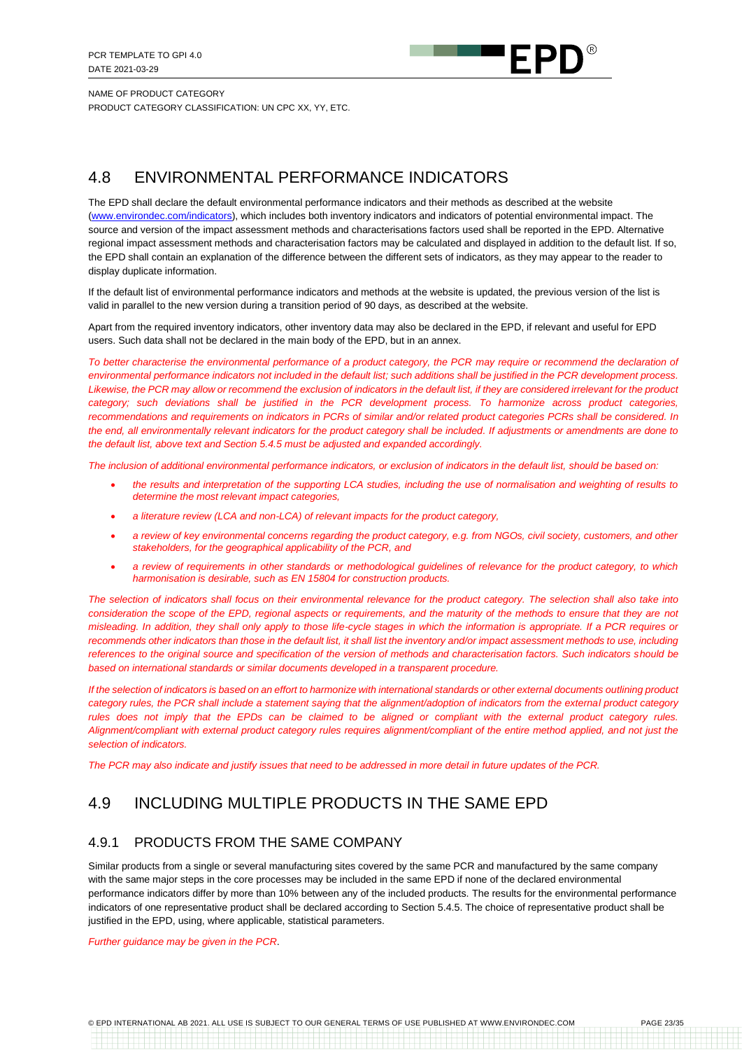NAME OF PRODUCT CATEGORY
PRODUCT CATEGORY CLASSIFICATION: UN CPC XX, YY, ETC.

## 4.8 ENVIRONMENTAL PERFORMANCE INDICATORS

The EPD shall declare the default environmental performance indicators and their methods as described at the website (www.environdec.com/indicators), which includes both inventory indicators and indicators of potential environmental impact. The source and version of the impact assessment methods and characterisations factors used shall be reported in the EPD. Alternative regional impact assessment methods and characterisation factors may be calculated and displayed in addition to the default list. If so, the EPD shall contain an explanation of the difference between the different sets of indicators, as they may appear to the reader to display duplicate information.

If the default list of environmental performance indicators and methods at the website is updated, the previous version of the list is valid in parallel to the new version during a transition period of 90 days, as described at the website.

Apart from the required inventory indicators, other inventory data may also be declared in the EPD, if relevant and useful for EPD users. Such data shall not be declared in the main body of the EPD, but in an annex.

*To better characterise the environmental performance of a product category, the PCR may require or recommend the declaration of environmental performance indicators not included in the default list; such additions shall be justified in the PCR development process. Likewise, the PCR may allow or recommend the exclusion of indicators in the default list, if they are considered irrelevant for the product category; such deviations shall be justified in the PCR development process. To harmonize across product categories, recommendations and requirements on indicators in PCRs of similar and/or related product categories PCRs shall be considered. In the end, all environmentally relevant indicators for the product category shall be included. If adjustments or amendments are done to the default list, above text and Section 5.4.5 must be adjusted and expanded accordingly.*

*The inclusion of additional environmental performance indicators, or exclusion of indicators in the default list, should be based on:*

- *the results and interpretation of the supporting LCA studies, including the use of normalisation and weighting of results to determine the most relevant impact categories,*
- *a literature review (LCA and non-LCA) of relevant impacts for the product category,*
- *a review of key environmental concerns regarding the product category, e.g. from NGOs, civil society, customers, and other stakeholders, for the geographical applicability of the PCR, and*
- *a review of requirements in other standards or methodological guidelines of relevance for the product category, to which harmonisation is desirable, such as EN 15804 for construction products.*

*The selection of indicators shall focus on their environmental relevance for the product category. The selection shall also take into consideration the scope of the EPD, regional aspects or requirements, and the maturity of the methods to ensure that they are not misleading. In addition, they shall only apply to those life-cycle stages in which the information is appropriate. If a PCR requires or recommends other indicators than those in the default list, it shall list the inventory and/or impact assessment methods to use, including references to the original source and specification of the version of methods and characterisation factors. Such indicators should be based on international standards or similar documents developed in a transparent procedure.*

*If the selection of indicators is based on an effort to harmonize with international standards or other external documents outlining product category rules, the PCR shall include a statement saying that the alignment/adoption of indicators from the external product category rules does not imply that the EPDs can be claimed to be aligned or compliant with the external product category rules. Alignment/compliant with external product category rules requires alignment/compliant of the entire method applied, and not just the selection of indicators.*

*The PCR may also indicate and justify issues that need to be addressed in more detail in future updates of the PCR.*

## 4.9 INCLUDING MULTIPLE PRODUCTS IN THE SAME EPD

### 4.9.1 PRODUCTS FROM THE SAME COMPANY

Similar products from a single or several manufacturing sites covered by the same PCR and manufactured by the same company with the same major steps in the core processes may be included in the same EPD if none of the declared environmental performance indicators differ by more than 10% between any of the included products. The results for the environmental performance indicators of one representative product shall be declared according to Section 5.4.5. The choice of representative product shall be justified in the EPD, using, where applicable, statistical parameters.

*Further guidance may be given in the PCR.*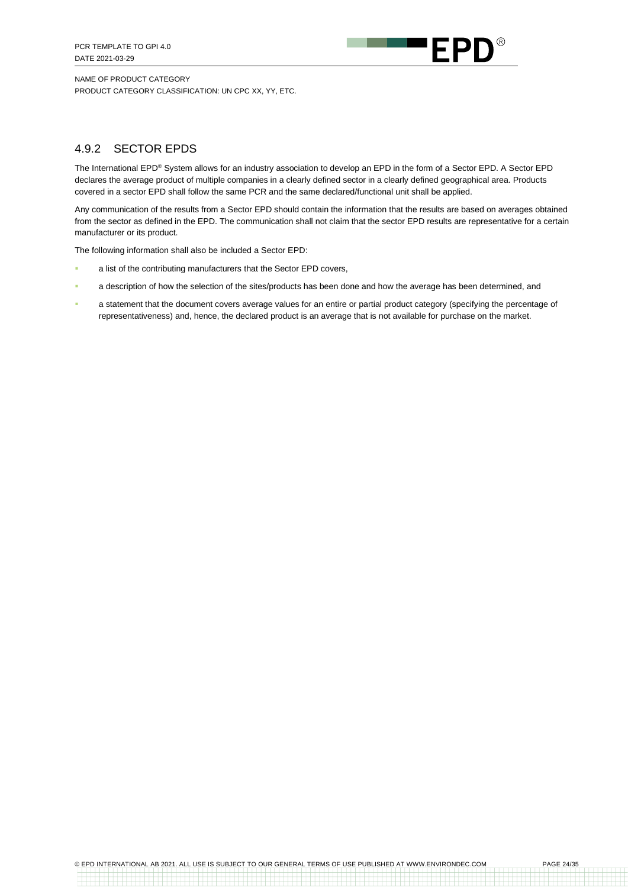### 4.9.2 SECTOR EPDS

The International EPD® System allows for an industry association to develop an EPD in the form of a Sector EPD. A Sector EPD declares the average product of multiple companies in a clearly defined sector in a clearly defined geographical area. Products covered in a sector EPD shall follow the same PCR and the same declared/functional unit shall be applied.

Any communication of the results from a Sector EPD should contain the information that the results are based on averages obtained from the sector as defined in the EPD. The communication shall not claim that the sector EPD results are representative for a certain manufacturer or its product.

The following information shall also be included a Sector EPD:

- a list of the contributing manufacturers that the Sector EPD covers,
- a description of how the selection of the sites/products has been done and how the average has been determined, and
- a statement that the document covers average values for an entire or partial product category (specifying the percentage of representativeness) and, hence, the declared product is an average that is not available for purchase on the market.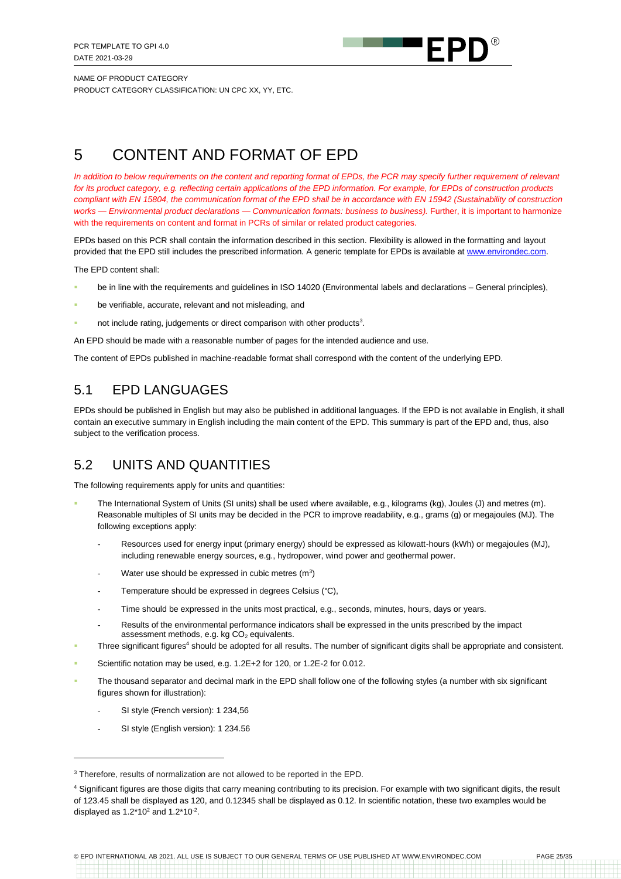# 5 CONTENT AND FORMAT OF EPD

*In addition to below requirements on the content and reporting format of EPDs, the PCR may specify further requirement of relevant for its product category, e.g. reflecting certain applications of the EPD information. For example, for EPDs of construction products compliant with EN 15804, the communication format of the EPD shall be in accordance with EN 15942 (Sustainability of construction works — Environmental product declarations — Communication formats: business to business).* Further, it is important to harmonize with the requirements on content and format in PCRs of similar or related product categories.

EPDs based on this PCR shall contain the information described in this section. Flexibility is allowed in the formatting and layout provided that the EPD still includes the prescribed information. A generic template for EPDs is available at www.environdec.com.

The EPD content shall:

- be in line with the requirements and guidelines in ISO 14020 (Environmental labels and declarations – General principles),
- be verifiable, accurate, relevant and not misleading, and
- not include rating, judgements or direct comparison with other products[3].

An EPD should be made with a reasonable number of pages for the intended audience and use.

The content of EPDs published in machine-readable format shall correspond with the content of the underlying EPD.

## 5.1 EPD LANGUAGES

EPDs should be published in English but may also be published in additional languages. If the EPD is not available in English, it shall contain an executive summary in English including the main content of the EPD. This summary is part of the EPD and, thus, also subject to the verification process.

## 5.2 UNITS AND QUANTITIES

The following requirements apply for units and quantities:

- The International System of Units (SI units) shall be used where available, e.g., kilograms (kg), Joules (J) and metres (m). Reasonable multiples of SI units may be decided in the PCR to improve readability, e.g., grams (g) or megajoules (MJ). The following exceptions apply:
  - Resources used for energy input (primary energy) should be expressed as kilowatt-hours (kWh) or megajoules (MJ), including renewable energy sources, e.g., hydropower, wind power and geothermal power.
  - Water use should be expressed in cubic metres ($m^3$)
  - Temperature should be expressed in degrees Celsius (°C),
  - Time should be expressed in the units most practical, e.g., seconds, minutes, hours, days or years.
  - Results of the environmental performance indicators shall be expressed in the units prescribed by the impact assessment methods, e.g. kg $CO_2$ equivalents.
- Three significant figures[4] should be adopted for all results. The number of significant digits shall be appropriate and consistent.
- Scientific notation may be used, e.g. 1.2E+2 for 120, or 1.2E-2 for 0.012.
- The thousand separator and decimal mark in the EPD shall follow one of the following styles (a number with six significant figures shown for illustration):
  - SI style (French version): 1 234,56
  - SI style (English version): 1 234.56

---

[3] Therefore, results of normalization are not allowed to be reported in the EPD.

[4] Significant figures are those digits that carry meaning contributing to its precision. For example with two significant digits, the result of 123.45 shall be displayed as 120, and 0.12345 shall be displayed as 0.12. In scientific notation, these two examples would be displayed as $1.2*10^2$ and $1.2*10^{-2}$.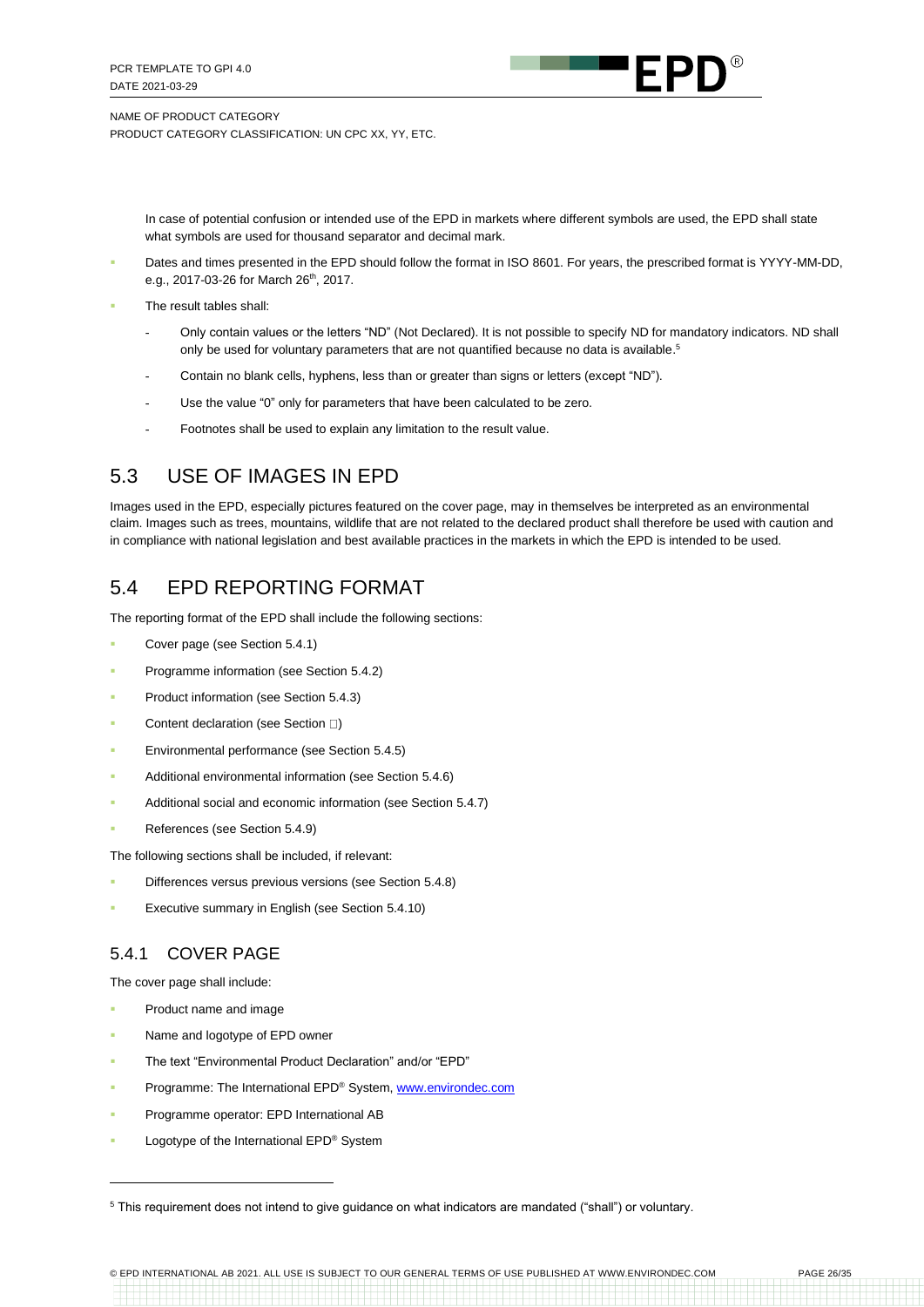In case of potential confusion or intended use of the EPD in markets where different symbols are used, the EPD shall state what symbols are used for thousand separator and decimal mark.

- Dates and times presented in the EPD should follow the format in ISO 8601. For years, the prescribed format is YYYY-MM-DD, e.g., 2017-03-26 for March 26th, 2017.
- The result tables shall:
  - Only contain values or the letters "ND" (Not Declared). It is not possible to specify ND for mandatory indicators. ND shall only be used for voluntary parameters that are not quantified because no data is available.[5]
  - Contain no blank cells, hyphens, less than or greater than signs or letters (except "ND").
  - Use the value "0" only for parameters that have been calculated to be zero.
  - Footnotes shall be used to explain any limitation to the result value.

## 5.3 USE OF IMAGES IN EPD

Images used in the EPD, especially pictures featured on the cover page, may in themselves be interpreted as an environmental claim. Images such as trees, mountains, wildlife that are not related to the declared product shall therefore be used with caution and in compliance with national legislation and best available practices in the markets in which the EPD is intended to be used.

## 5.4 EPD REPORTING FORMAT

The reporting format of the EPD shall include the following sections:

- Cover page (see Section 5.4.1)
- Programme information (see Section 5.4.2)
- Product information (see Section 5.4.3)
- Content declaration (see Section □)
- Environmental performance (see Section 5.4.5)
- Additional environmental information (see Section 5.4.6)
- Additional social and economic information (see Section 5.4.7)
- References (see Section 5.4.9)

The following sections shall be included, if relevant:

- Differences versus previous versions (see Section 5.4.8)
- Executive summary in English (see Section 5.4.10)

### 5.4.1 COVER PAGE

The cover page shall include:

- Product name and image
- Name and logotype of EPD owner
- The text "Environmental Product Declaration" and/or "EPD"
- Programme: The International EPD® System, www.environdec.com
- Programme operator: EPD International AB
- Logotype of the International EPD® System

[5] This requirement does not intend to give guidance on what indicators are mandated ("shall") or voluntary.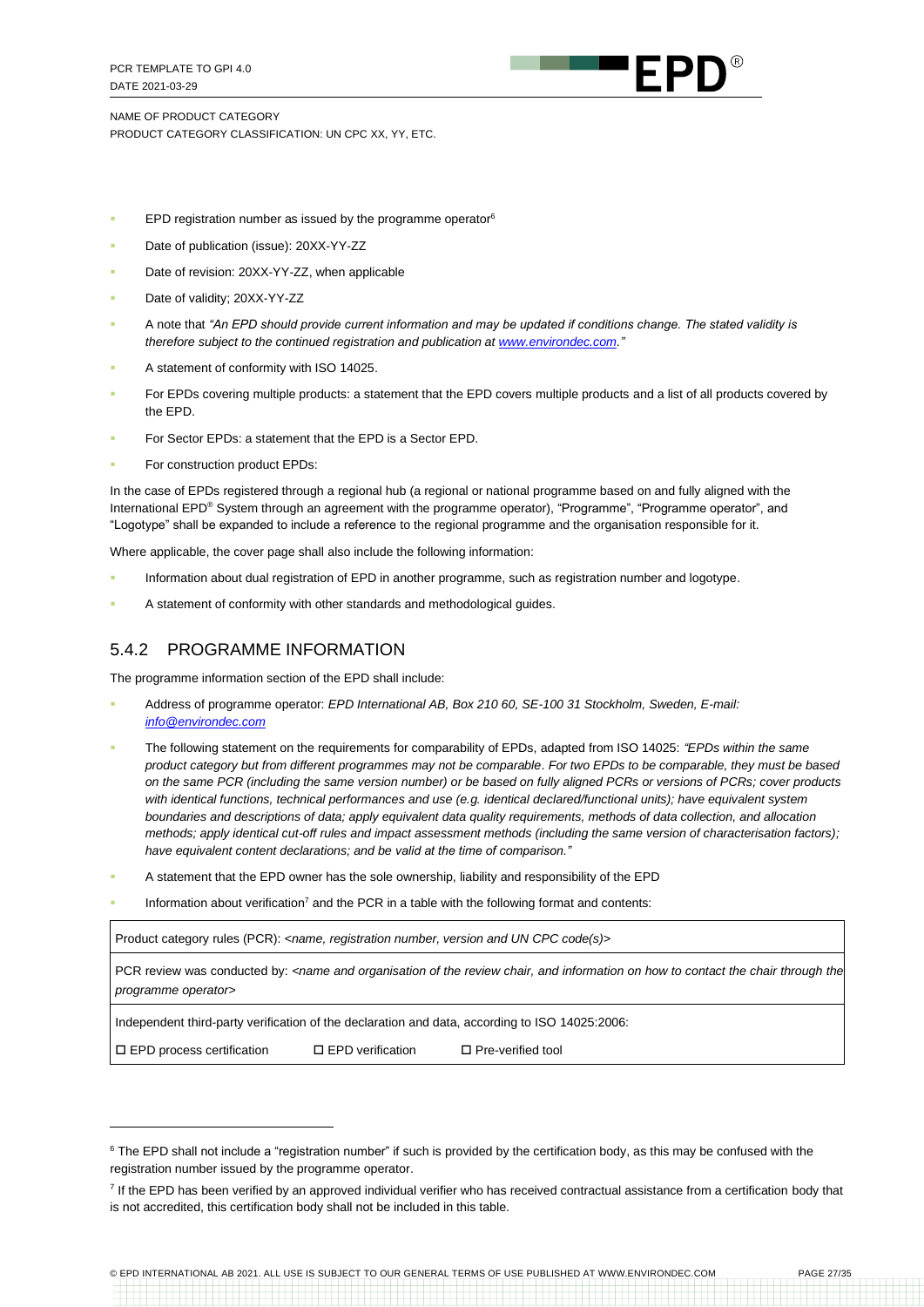- EPD registration number as issued by the programme operator[6]
- Date of publication (issue): 20XX-YY-ZZ
- Date of revision: 20XX-YY-ZZ, when applicable
- Date of validity; 20XX-YY-ZZ
- A note that *"An EPD should provide current information and may be updated if conditions change. The stated validity is therefore subject to the continued registration and publication at www.environdec.com."*
- A statement of conformity with ISO 14025.
- For EPDs covering multiple products: a statement that the EPD covers multiple products and a list of all products covered by the EPD.
- For Sector EPDs: a statement that the EPD is a Sector EPD.
- For construction product EPDs:

In the case of EPDs registered through a regional hub (a regional or national programme based on and fully aligned with the International EPD® System through an agreement with the programme operator), "Programme", "Programme operator", and "Logotype" shall be expanded to include a reference to the regional programme and the organisation responsible for it.

Where applicable, the cover page shall also include the following information:

- Information about dual registration of EPD in another programme, such as registration number and logotype.
- A statement of conformity with other standards and methodological guides.

### 5.4.2 PROGRAMME INFORMATION

The programme information section of the EPD shall include:

- Address of programme operator: *EPD International AB, Box 210 60, SE-100 31 Stockholm, Sweden, E-mail: info@environdec.com*
- The following statement on the requirements for comparability of EPDs, adapted from ISO 14025: *"EPDs within the same product category but from different programmes may not be comparable. For two EPDs to be comparable, they must be based on the same PCR (including the same version number) or be based on fully aligned PCRs or versions of PCRs; cover products with identical functions, technical performances and use (e.g. identical declared/functional units); have equivalent system boundaries and descriptions of data; apply equivalent data quality requirements, methods of data collection, and allocation methods; apply identical cut-off rules and impact assessment methods (including the same version of characterisation factors); have equivalent content declarations; and be valid at the time of comparison."*
- A statement that the EPD owner has the sole ownership, liability and responsibility of the EPD
- Information about verification[7] and the PCR in a table with the following format and contents:

| Product category rules (PCR): *<name, registration number, version and UN CPC code(s)>* |
|---|
| PCR review was conducted by: *<name and organisation of the review chair, and information on how to contact the chair through the programme operator>* |
| Independent third-party verification of the declaration and data, according to ISO 14025:2006:<br>☐ EPD process certification ☐ EPD verification ☐ Pre-verified tool |

[6] The EPD shall not include a "registration number" if such is provided by the certification body, as this may be confused with the registration number issued by the programme operator.

[7] If the EPD has been verified by an approved individual verifier who has received contractual assistance from a certification body that is not accredited, this certification body shall not be included in this table.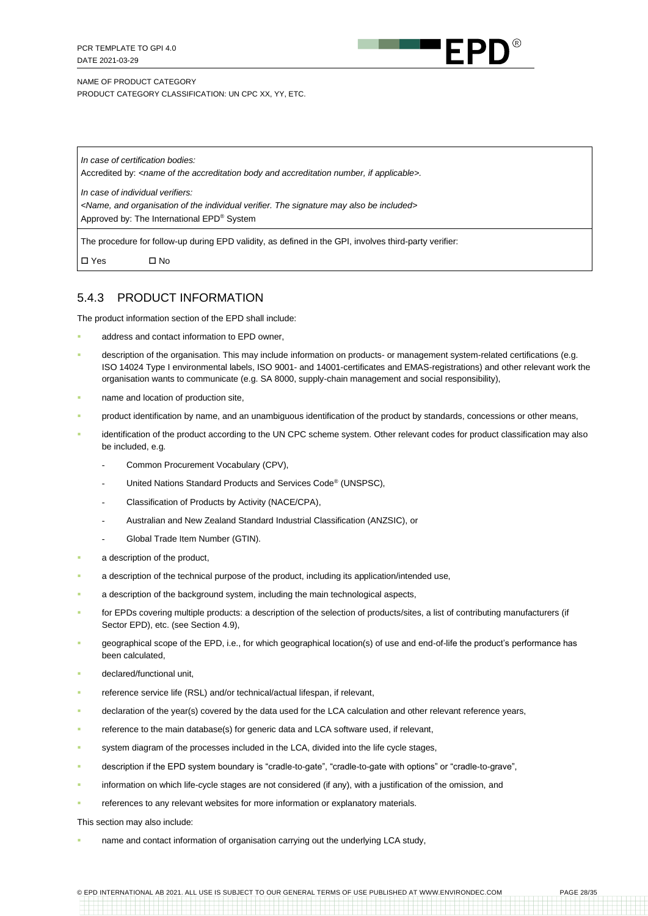| *In case of certification bodies:* Accredited by: *<name of the accreditation body and accreditation number, if applicable>.* *In case of individual verifiers:* *<Name, and organisation of the individual verifier. The signature may also be included>* Approved by: The International EPD® System |
|---|
| The procedure for follow-up during EPD validity, as defined in the GPI, involves third-party verifier: ☐ Yes ☐ No |

## 5.4.3 PRODUCT INFORMATION

The product information section of the EPD shall include:

- address and contact information to EPD owner,
- description of the organisation. This may include information on products- or management system-related certifications (e.g. ISO 14024 Type I environmental labels, ISO 9001- and 14001-certificates and EMAS-registrations) and other relevant work the organisation wants to communicate (e.g. SA 8000, supply-chain management and social responsibility),
- name and location of production site,
- product identification by name, and an unambiguous identification of the product by standards, concessions or other means,
- identification of the product according to the UN CPC scheme system. Other relevant codes for product classification may also be included, e.g.
  - Common Procurement Vocabulary (CPV),
  - United Nations Standard Products and Services Code® (UNSPSC),
  - Classification of Products by Activity (NACE/CPA),
  - Australian and New Zealand Standard Industrial Classification (ANZSIC), or
  - Global Trade Item Number (GTIN).
- a description of the product,
- a description of the technical purpose of the product, including its application/intended use,
- a description of the background system, including the main technological aspects,
- for EPDs covering multiple products: a description of the selection of products/sites, a list of contributing manufacturers (if Sector EPD), etc. (see Section 4.9),
- geographical scope of the EPD, i.e., for which geographical location(s) of use and end-of-life the product's performance has been calculated,
- declared/functional unit,
- reference service life (RSL) and/or technical/actual lifespan, if relevant,
- declaration of the year(s) covered by the data used for the LCA calculation and other relevant reference years,
- reference to the main database(s) for generic data and LCA software used, if relevant,
- system diagram of the processes included in the LCA, divided into the life cycle stages,
- description if the EPD system boundary is "cradle-to-gate", "cradle-to-gate with options" or "cradle-to-grave",
- information on which life-cycle stages are not considered (if any), with a justification of the omission, and
- references to any relevant websites for more information or explanatory materials.

This section may also include:

- name and contact information of organisation carrying out the underlying LCA study,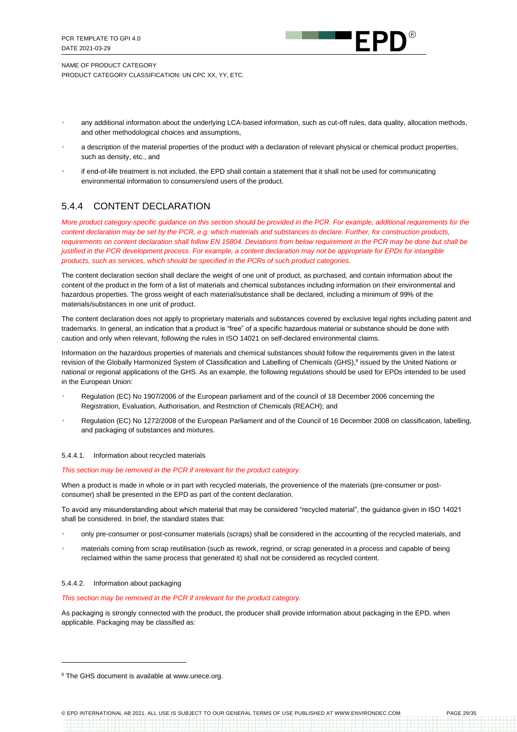- any additional information about the underlying LCA-based information, such as cut-off rules, data quality, allocation methods, and other methodological choices and assumptions,
- a description of the material properties of the product with a declaration of relevant physical or chemical product properties, such as density, etc., and
- if end-of-life treatment is not included, the EPD shall contain a statement that it shall not be used for communicating environmental information to consumers/end users of the product.

## 5.4.4 CONTENT DECLARATION

*More product category-specific guidance on this section should be provided in the PCR. For example, additional requirements for the content declaration may be set by the PCR, e.g. which materials and substances to declare. Further, for construction products, requirements on content declaration shall follow EN 15804. Deviations from below requirement in the PCR may be done but shall be justified in the PCR development process. For example, a content declaration may not be appropriate for EPDs for intangible products, such as services, which should be specified in the PCRs of such product categories.*

The content declaration section shall declare the weight of one unit of product, as purchased, and contain information about the content of the product in the form of a list of materials and chemical substances including information on their environmental and hazardous properties. The gross weight of each material/substance shall be declared, including a minimum of 99% of the materials/substances in one unit of product.

The content declaration does not apply to proprietary materials and substances covered by exclusive legal rights including patent and trademarks. In general, an indication that a product is "free" of a specific hazardous material or substance should be done with caution and only when relevant, following the rules in ISO 14021 on self-declared environmental claims.

Information on the hazardous properties of materials and chemical substances should follow the requirements given in the latest revision of the Globally Harmonized System of Classification and Labelling of Chemicals (GHS),[8] issued by the United Nations or national or regional applications of the GHS. As an example, the following regulations should be used for EPDs intended to be used in the European Union:

- Regulation (EC) No 1907/2006 of the European parliament and of the council of 18 December 2006 concerning the Registration, Evaluation, Authorisation, and Restriction of Chemicals (REACH); and
- Regulation (EC) No 1272/2008 of the European Parliament and of the Council of 16 December 2008 on classification, labelling, and packaging of substances and mixtures.

#### 5.4.4.1. Information about recycled materials

*This section may be removed in the PCR if irrelevant for the product category.*

When a product is made in whole or in part with recycled materials, the provenience of the materials (pre-consumer or post-consumer) shall be presented in the EPD as part of the content declaration.

To avoid any misunderstanding about which material that may be considered "recycled material", the guidance given in ISO 14021 shall be considered. In brief, the standard states that:

- only pre-consumer or post-consumer materials (scraps) shall be considered in the accounting of the recycled materials, and
- materials coming from scrap reutilisation (such as rework, regrind, or scrap generated in a process and capable of being reclaimed within the same process that generated it) shall not be considered as recycled content.

#### 5.4.4.2. Information about packaging

*This section may be removed in the PCR if irrelevant for the product category.*

As packaging is strongly connected with the product, the producer shall provide information about packaging in the EPD, when applicable. Packaging may be classified as:

[8] The GHS document is available at www.unece.org.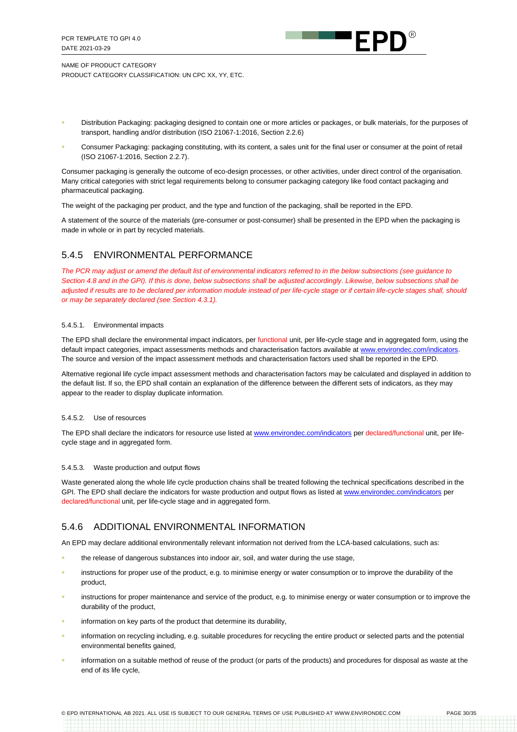- Distribution Packaging: packaging designed to contain one or more articles or packages, or bulk materials, for the purposes of transport, handling and/or distribution (ISO 21067-1:2016, Section 2.2.6)
- Consumer Packaging: packaging constituting, with its content, a sales unit for the final user or consumer at the point of retail (ISO 21067-1:2016, Section 2.2.7).

Consumer packaging is generally the outcome of eco-design processes, or other activities, under direct control of the organisation. Many critical categories with strict legal requirements belong to consumer packaging category like food contact packaging and pharmaceutical packaging.

The weight of the packaging per product, and the type and function of the packaging, shall be reported in the EPD.

A statement of the source of the materials (pre-consumer or post-consumer) shall be presented in the EPD when the packaging is made in whole or in part by recycled materials.

## 5.4.5 ENVIRONMENTAL PERFORMANCE

*The PCR may adjust or amend the default list of environmental indicators referred to in the below subsections (see guidance to Section 4.8 and in the GPI). If this is done, below subsections shall be adjusted accordingly. Likewise, below subsections shall be adjusted if results are to be declared per information module instead of per life-cycle stage or if certain life-cycle stages shall, should or may be separately declared (see Section 4.3.1).*

### 5.4.5.1. Environmental impacts

The EPD shall declare the environmental impact indicators, per functional unit, per life-cycle stage and in aggregated form, using the default impact categories, impact assessments methods and characterisation factors available at www.environdec.com/indicators. The source and version of the impact assessment methods and characterisation factors used shall be reported in the EPD.

Alternative regional life cycle impact assessment methods and characterisation factors may be calculated and displayed in addition to the default list. If so, the EPD shall contain an explanation of the difference between the different sets of indicators, as they may appear to the reader to display duplicate information.

### 5.4.5.2. Use of resources

The EPD shall declare the indicators for resource use listed at www.environdec.com/indicators per declared/functional unit, per life-cycle stage and in aggregated form.

### 5.4.5.3. Waste production and output flows

Waste generated along the whole life cycle production chains shall be treated following the technical specifications described in the GPI. The EPD shall declare the indicators for waste production and output flows as listed at www.environdec.com/indicators per declared/functional unit, per life-cycle stage and in aggregated form.

## 5.4.6 ADDITIONAL ENVIRONMENTAL INFORMATION

An EPD may declare additional environmentally relevant information not derived from the LCA-based calculations, such as:

- the release of dangerous substances into indoor air, soil, and water during the use stage,
- instructions for proper use of the product, e.g. to minimise energy or water consumption or to improve the durability of the product,
- instructions for proper maintenance and service of the product, e.g. to minimise energy or water consumption or to improve the durability of the product,
- information on key parts of the product that determine its durability,
- information on recycling including, e.g. suitable procedures for recycling the entire product or selected parts and the potential environmental benefits gained,
- information on a suitable method of reuse of the product (or parts of the products) and procedures for disposal as waste at the end of its life cycle,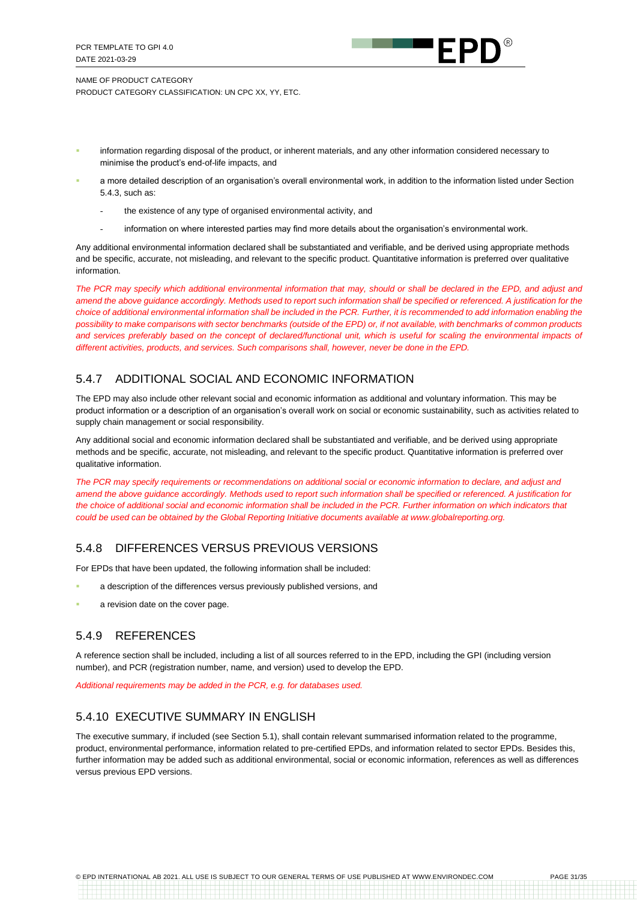- information regarding disposal of the product, or inherent materials, and any other information considered necessary to minimise the product's end-of-life impacts, and
- a more detailed description of an organisation's overall environmental work, in addition to the information listed under Section 5.4.3, such as:
  - the existence of any type of organised environmental activity, and
  - information on where interested parties may find more details about the organisation's environmental work.

Any additional environmental information declared shall be substantiated and verifiable, and be derived using appropriate methods and be specific, accurate, not misleading, and relevant to the specific product. Quantitative information is preferred over qualitative information.

*The PCR may specify which additional environmental information that may, should or shall be declared in the EPD, and adjust and amend the above guidance accordingly. Methods used to report such information shall be specified or referenced. A justification for the choice of additional environmental information shall be included in the PCR. Further, it is recommended to add information enabling the possibility to make comparisons with sector benchmarks (outside of the EPD) or, if not available, with benchmarks of common products and services preferably based on the concept of declared/functional unit, which is useful for scaling the environmental impacts of different activities, products, and services. Such comparisons shall, however, never be done in the EPD.*

### 5.4.7 ADDITIONAL SOCIAL AND ECONOMIC INFORMATION

The EPD may also include other relevant social and economic information as additional and voluntary information. This may be product information or a description of an organisation's overall work on social or economic sustainability, such as activities related to supply chain management or social responsibility.

Any additional social and economic information declared shall be substantiated and verifiable, and be derived using appropriate methods and be specific, accurate, not misleading, and relevant to the specific product. Quantitative information is preferred over qualitative information.

*The PCR may specify requirements or recommendations on additional social or economic information to declare, and adjust and amend the above guidance accordingly. Methods used to report such information shall be specified or referenced. A justification for the choice of additional social and economic information shall be included in the PCR. Further information on which indicators that could be used can be obtained by the Global Reporting Initiative documents available at www.globalreporting.org.*

### 5.4.8 DIFFERENCES VERSUS PREVIOUS VERSIONS

For EPDs that have been updated, the following information shall be included:

- a description of the differences versus previously published versions, and
- a revision date on the cover page.

### 5.4.9 REFERENCES

A reference section shall be included, including a list of all sources referred to in the EPD, including the GPI (including version number), and PCR (registration number, name, and version) used to develop the EPD.

*Additional requirements may be added in the PCR, e.g. for databases used.*

### 5.4.10 EXECUTIVE SUMMARY IN ENGLISH

The executive summary, if included (see Section 5.1), shall contain relevant summarised information related to the programme, product, environmental performance, information related to pre-certified EPDs, and information related to sector EPDs. Besides this, further information may be added such as additional environmental, social or economic information, references as well as differences versus previous EPD versions.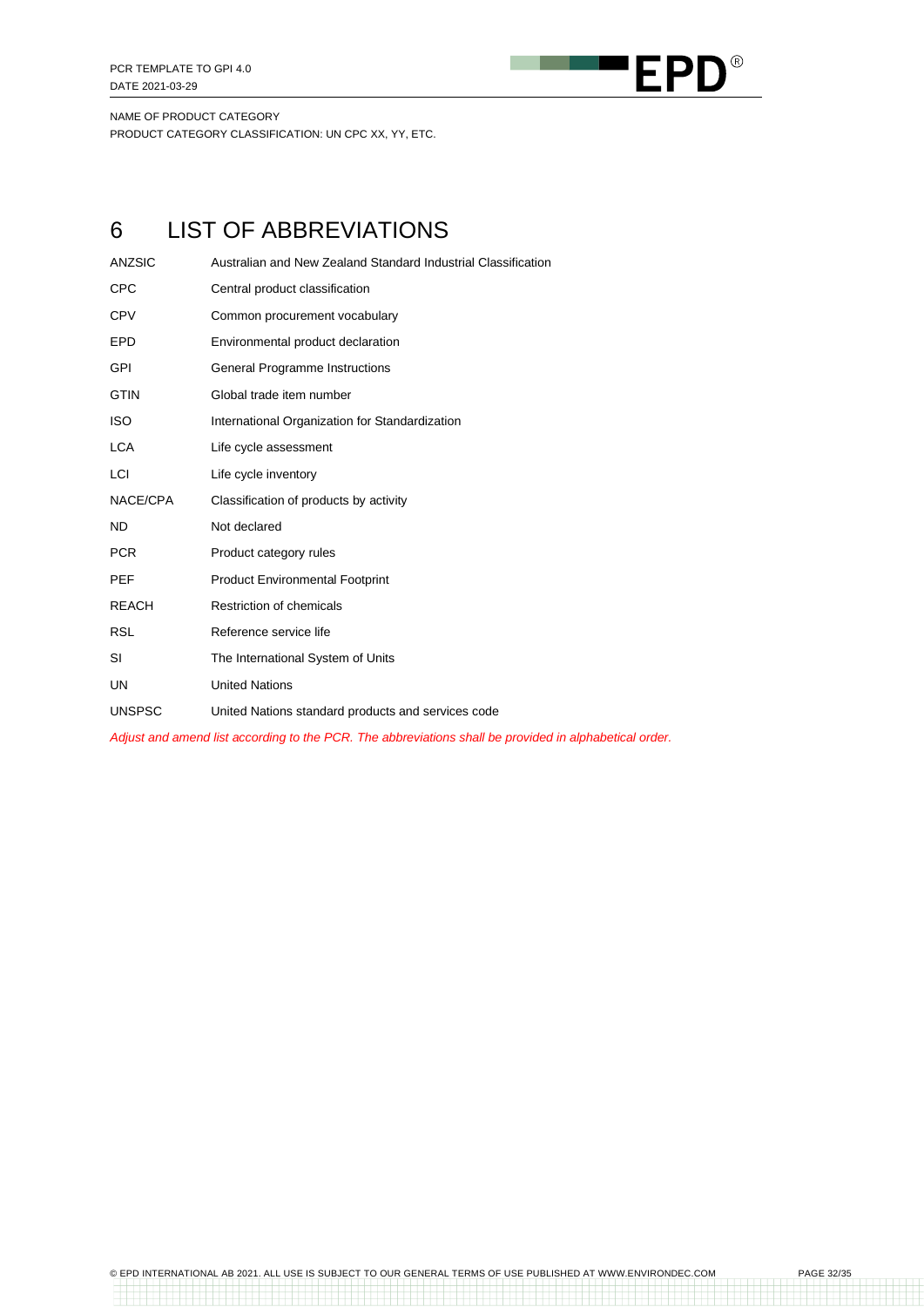# 6 LIST OF ABBREVIATIONS

| | |
|---|---|
| ANZSIC | Australian and New Zealand Standard Industrial Classification |
| CPC | Central product classification |
| CPV | Common procurement vocabulary |
| EPD | Environmental product declaration |
| GPI | General Programme Instructions |
| GTIN | Global trade item number |
| ISO | International Organization for Standardization |
| LCA | Life cycle assessment |
| LCI | Life cycle inventory |
| NACE/CPA | Classification of products by activity |
| ND | Not declared |
| PCR | Product category rules |
| PEF | Product Environmental Footprint |
| REACH | Restriction of chemicals |
| RSL | Reference service life |
| SI | The International System of Units |
| UN | United Nations |
| UNSPSC | United Nations standard products and services code |

*Adjust and amend list according to the PCR. The abbreviations shall be provided in alphabetical order.*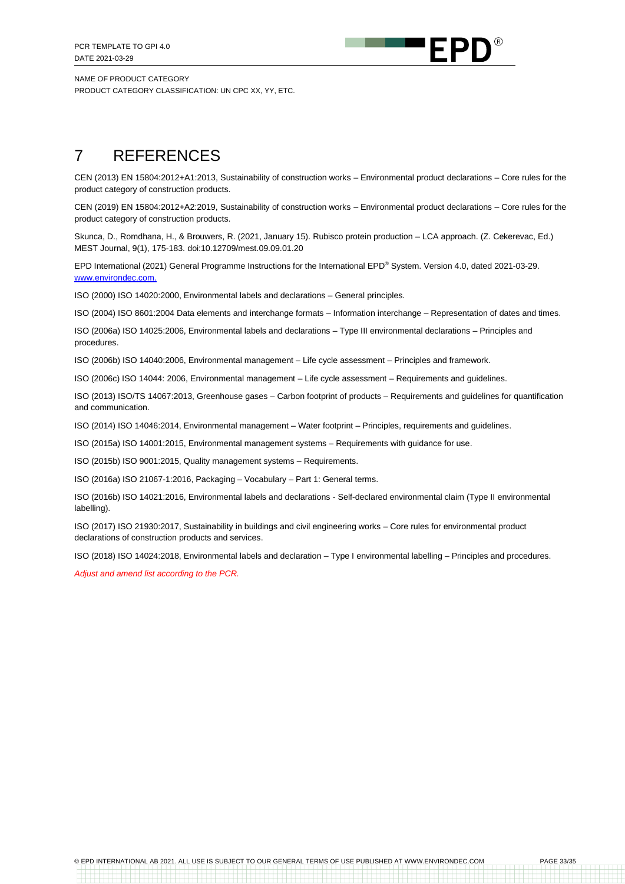# 7 REFERENCES

CEN (2013) EN 15804:2012+A1:2013, Sustainability of construction works – Environmental product declarations – Core rules for the product category of construction products.

CEN (2019) EN 15804:2012+A2:2019, Sustainability of construction works – Environmental product declarations – Core rules for the product category of construction products.

Skunca, D., Romdhana, H., & Brouwers, R. (2021, January 15). Rubisco protein production – LCA approach. (Z. Cekerevac, Ed.) MEST Journal, 9(1), 175-183. doi:10.12709/mest.09.09.01.20

EPD International (2021) General Programme Instructions for the International EPD® System. Version 4.0, dated 2021-03-29. [www.environdec.com.](http://www.environdec.com)

ISO (2000) ISO 14020:2000, Environmental labels and declarations – General principles.

ISO (2004) ISO 8601:2004 Data elements and interchange formats – Information interchange – Representation of dates and times.

ISO (2006a) ISO 14025:2006, Environmental labels and declarations – Type III environmental declarations – Principles and procedures.

ISO (2006b) ISO 14040:2006, Environmental management – Life cycle assessment – Principles and framework.

ISO (2006c) ISO 14044: 2006, Environmental management – Life cycle assessment – Requirements and guidelines.

ISO (2013) ISO/TS 14067:2013, Greenhouse gases – Carbon footprint of products – Requirements and guidelines for quantification and communication.

ISO (2014) ISO 14046:2014, Environmental management – Water footprint – Principles, requirements and guidelines.

ISO (2015a) ISO 14001:2015, Environmental management systems – Requirements with guidance for use.

ISO (2015b) ISO 9001:2015, Quality management systems – Requirements.

ISO (2016a) ISO 21067-1:2016, Packaging – Vocabulary – Part 1: General terms.

ISO (2016b) ISO 14021:2016, Environmental labels and declarations - Self-declared environmental claim (Type II environmental labelling).

ISO (2017) ISO 21930:2017, Sustainability in buildings and civil engineering works – Core rules for environmental product declarations of construction products and services.

ISO (2018) ISO 14024:2018, Environmental labels and declaration – Type I environmental labelling – Principles and procedures.

*Adjust and amend list according to the PCR.*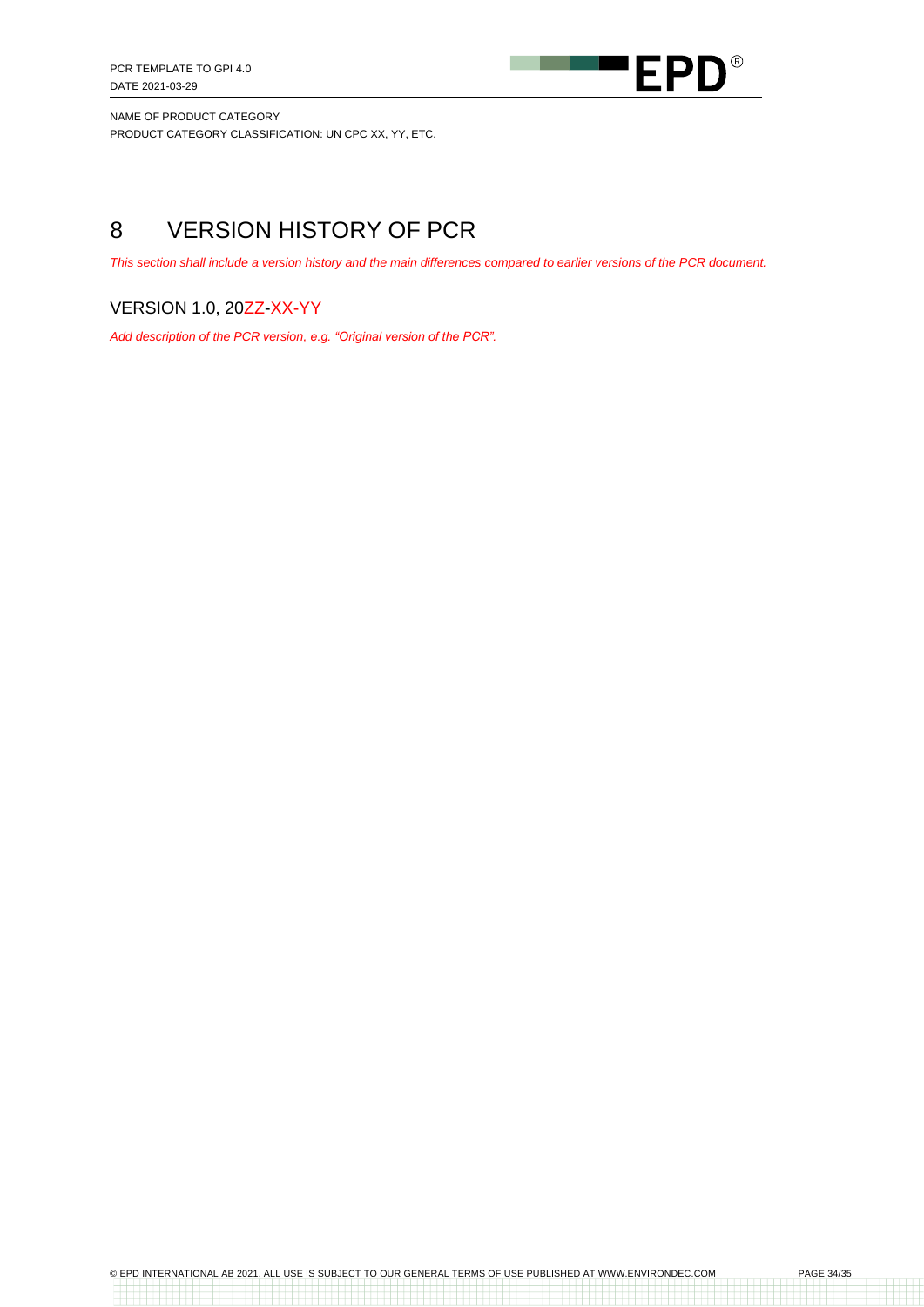# 8 VERSION HISTORY OF PCR

*This section shall include a version history and the main differences compared to earlier versions of the PCR document.*

## VERSION 1.0, 20ZZ-XX-YY

*Add description of the PCR version, e.g. "Original version of the PCR".*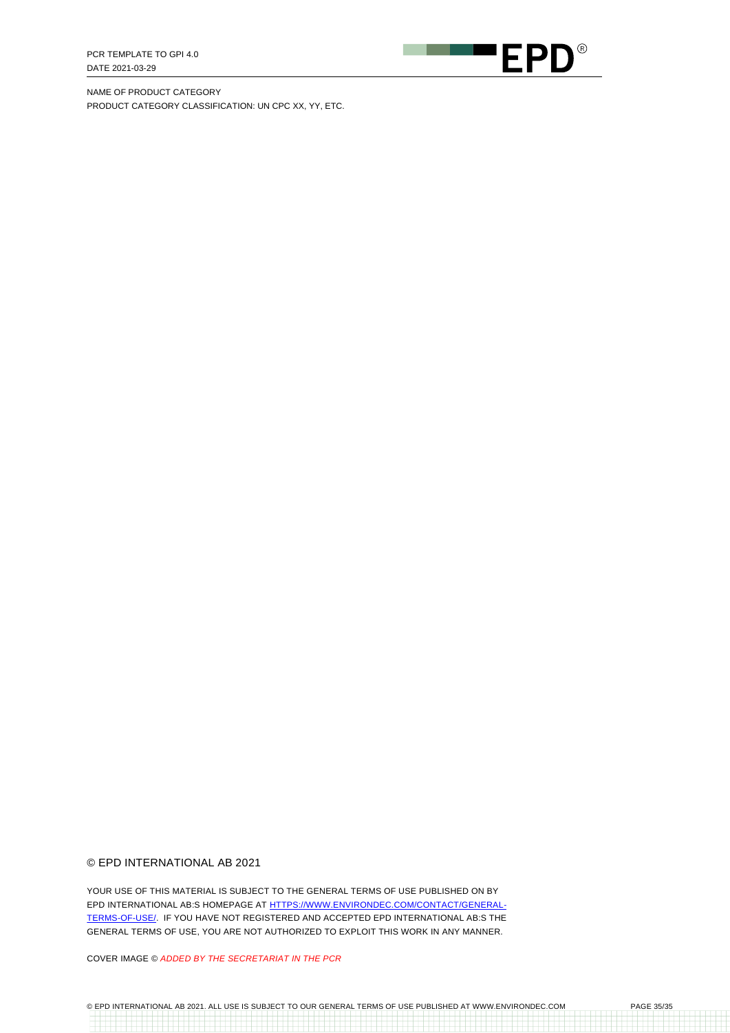NAME OF PRODUCT CATEGORY
PRODUCT CATEGORY CLASSIFICATION: UN CPC XX, YY, ETC.

© EPD INTERNATIONAL AB 2021

YOUR USE OF THIS MATERIAL IS SUBJECT TO THE GENERAL TERMS OF USE PUBLISHED ON BY EPD INTERNATIONAL AB:S HOMEPAGE AT HTTPS://WWW.ENVIRONDEC.COM/CONTACT/GENERAL-TERMS-OF-USE/. IF YOU HAVE NOT REGISTERED AND ACCEPTED EPD INTERNATIONAL AB:S THE GENERAL TERMS OF USE, YOU ARE NOT AUTHORIZED TO EXPLOIT THIS WORK IN ANY MANNER.

COVER IMAGE © *ADDED BY THE SECRETARIAT IN THE PCR*